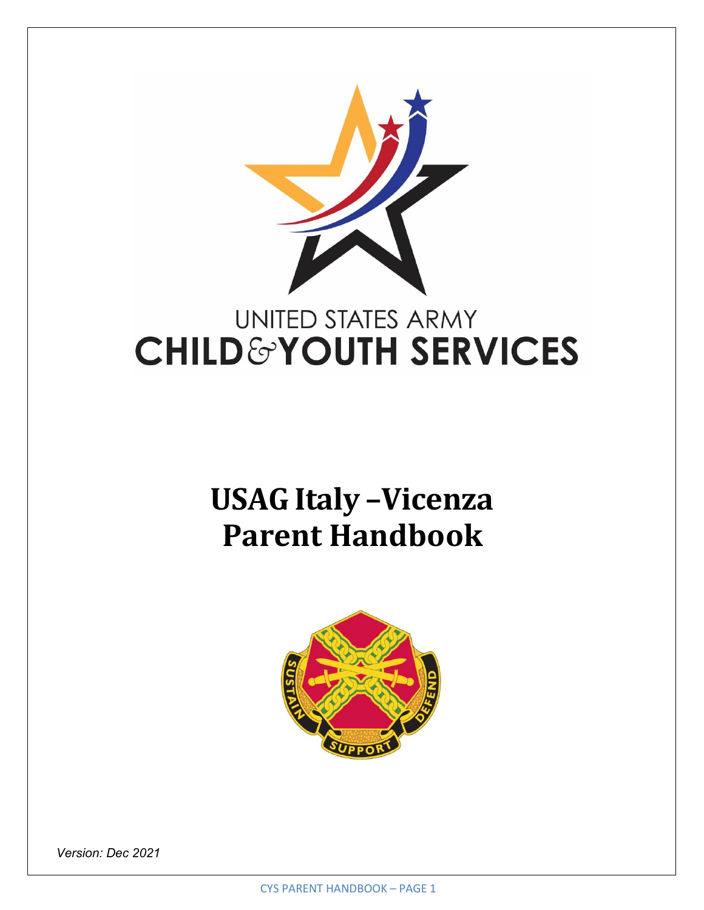UNITED STATES ARMY
CHILD & YOUTH SERVICES

# USAG Italy –Vicenza
# Parent Handbook

*Version: Dec 2021*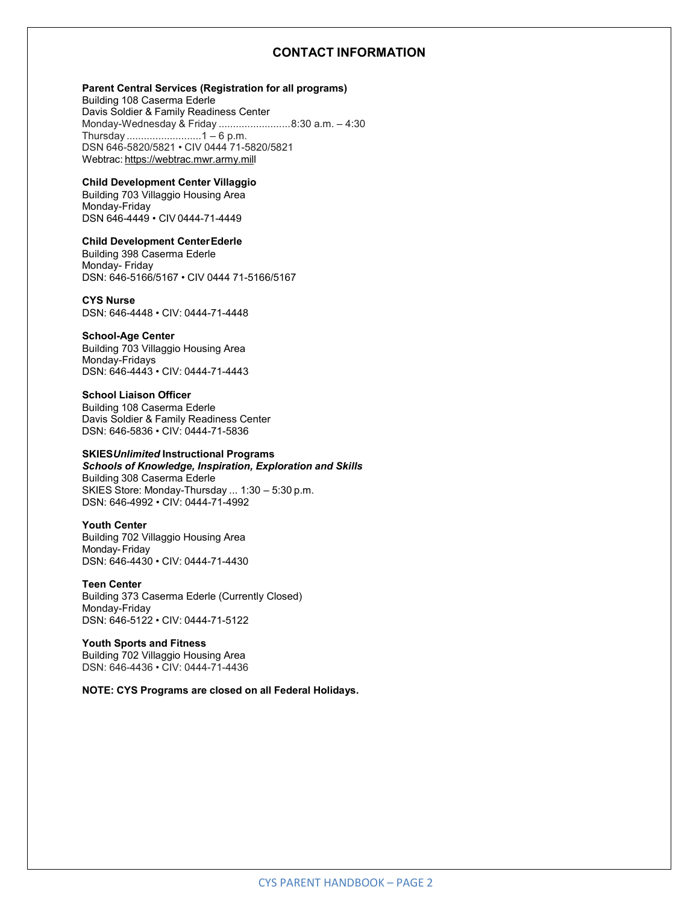## CONTACT INFORMATION

**Parent Central Services (Registration for all programs)**
Building 108 Caserma Ederle
Davis Soldier & Family Readiness Center
Monday-Wednesday & Friday .........................8:30 a.m. – 4:30
Thursday ..........................1 – 6 p.m.
DSN 646-5820/5821 • CIV 0444 71-5820/5821
Webtrac: https://webtrac.mwr.army.mill

**Child Development Center Villaggio**
Building 703 Villaggio Housing Area
Monday-Friday
DSN 646-4449 • CIV 0444-71-4449

**Child Development Center Ederle**
Building 398 Caserma Ederle
Monday- Friday
DSN: 646-5166/5167 • CIV 0444 71-5166/5167

**CYS Nurse**
DSN: 646-4448 • CIV: 0444-71-4448

**School-Age Center**
Building 703 Villaggio Housing Area
Monday-Fridays
DSN: 646-4443 • CIV: 0444-71-4443

**School Liaison Officer**
Building 108 Caserma Ederle
Davis Soldier & Family Readiness Center
DSN: 646-5836 • CIV: 0444-71-5836

**SKIES*Unlimited* Instructional Programs**
***Schools of Knowledge, Inspiration, Exploration and Skills***
Building 308 Caserma Ederle
SKIES Store: Monday-Thursday ... 1:30 – 5:30 p.m.
DSN: 646-4992 • CIV: 0444-71-4992

**Youth Center**
Building 702 Villaggio Housing Area
Monday- Friday
DSN: 646-4430 • CIV: 0444-71-4430

**Teen Center**
Building 373 Caserma Ederle (Currently Closed)
Monday-Friday
DSN: 646-5122 • CIV: 0444-71-5122

**Youth Sports and Fitness**
Building 702 Villaggio Housing Area
DSN: 646-4436 • CIV: 0444-71-4436

**NOTE: CYS Programs are closed on all Federal Holidays.**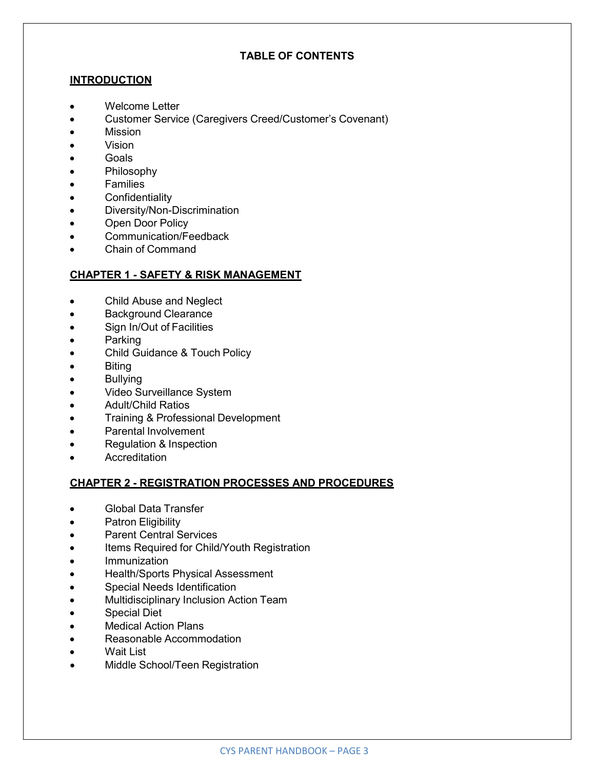# TABLE OF CONTENTS

## INTRODUCTION

- Welcome Letter
- Customer Service (Caregivers Creed/Customer's Covenant)
- Mission
- Vision
- Goals
- Philosophy
- Families
- Confidentiality
- Diversity/Non-Discrimination
- Open Door Policy
- Communication/Feedback
- Chain of Command

## CHAPTER 1 - SAFETY & RISK MANAGEMENT

- Child Abuse and Neglect
- Background Clearance
- Sign In/Out of Facilities
- Parking
- Child Guidance & Touch Policy
- Biting
- Bullying
- Video Surveillance System
- Adult/Child Ratios
- Training & Professional Development
- Parental Involvement
- Regulation & Inspection
- Accreditation

## CHAPTER 2 - REGISTRATION PROCESSES AND PROCEDURES

- Global Data Transfer
- Patron Eligibility
- Parent Central Services
- Items Required for Child/Youth Registration
- Immunization
- Health/Sports Physical Assessment
- Special Needs Identification
- Multidisciplinary Inclusion Action Team
- Special Diet
- Medical Action Plans
- Reasonable Accommodation
- Wait List
- Middle School/Teen Registration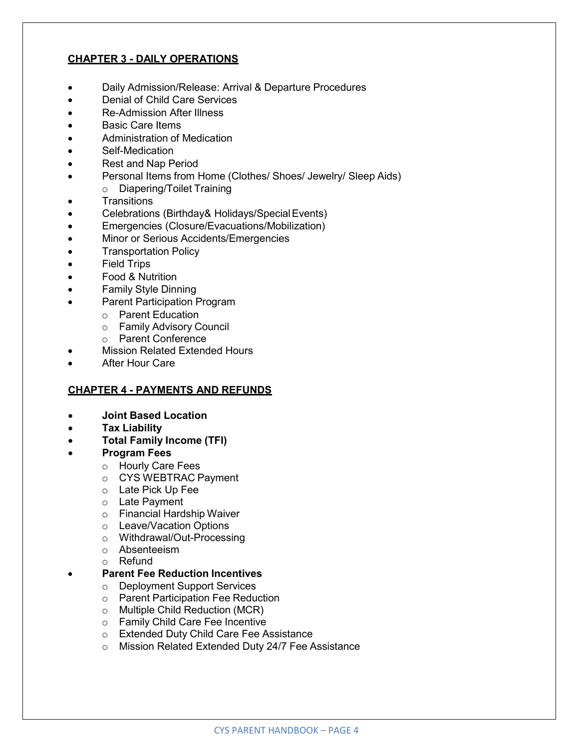## CHAPTER 3 - DAILY OPERATIONS

- Daily Admission/Release: Arrival & Departure Procedures
- Denial of Child Care Services
- Re-Admission After Illness
- Basic Care Items
- Administration of Medication
- Self-Medication
- Rest and Nap Period
- Personal Items from Home (Clothes/ Shoes/ Jewelry/ Sleep Aids)
  - Diapering/Toilet Training
- Transitions
- Celebrations (Birthday& Holidays/Special Events)
- Emergencies (Closure/Evacuations/Mobilization)
- Minor or Serious Accidents/Emergencies
- Transportation Policy
- Field Trips
- Food & Nutrition
- Family Style Dinning
- Parent Participation Program
  - Parent Education
  - Family Advisory Council
  - Parent Conference
- Mission Related Extended Hours
- After Hour Care

## CHAPTER 4 - PAYMENTS AND REFUNDS

- **Joint Based Location**
- **Tax Liability**
- **Total Family Income (TFI)**
- **Program Fees**
  - Hourly Care Fees
  - CYS WEBTRAC Payment
  - Late Pick Up Fee
  - Late Payment
  - Financial Hardship Waiver
  - Leave/Vacation Options
  - Withdrawal/Out-Processing
  - Absenteeism
  - Refund
- **Parent Fee Reduction Incentives**
  - Deployment Support Services
  - Parent Participation Fee Reduction
  - Multiple Child Reduction (MCR)
  - Family Child Care Fee Incentive
  - Extended Duty Child Care Fee Assistance
  - Mission Related Extended Duty 24/7 Fee Assistance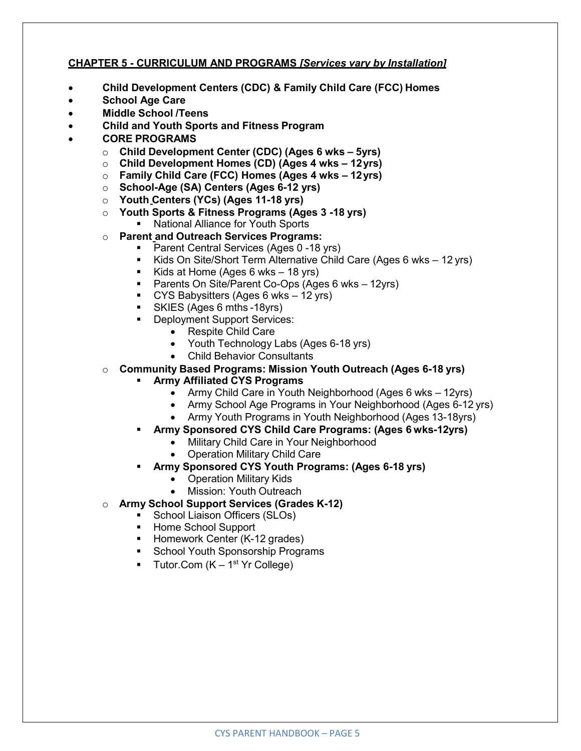## CHAPTER 5 - CURRICULUM AND PROGRAMS *[Services vary by Installation]*

- **Child Development Centers (CDC) & Family Child Care (FCC) Homes**
- **School Age Care**
- **Middle School /Teens**
- **Child and Youth Sports and Fitness Program**
- **CORE PROGRAMS**
  - **Child Development Center (CDC) (Ages 6 wks – 5yrs)**
  - **Child Development Homes (CD) (Ages 4 wks – 12 yrs)**
  - **Family Child Care (FCC) Homes (Ages 4 wks – 12 yrs)**
  - **School-Age (SA) Centers (Ages 6-12 yrs)**
  - **Youth Centers (YCs) (Ages 11-18 yrs)**
  - **Youth Sports & Fitness Programs (Ages 3 -18 yrs)**
    - National Alliance for Youth Sports
  - **Parent and Outreach Services Programs:**
    - Parent Central Services (Ages 0 -18 yrs)
    - Kids On Site/Short Term Alternative Child Care (Ages 6 wks – 12 yrs)
    - Kids at Home (Ages 6 wks – 18 yrs)
    - Parents On Site/Parent Co-Ops (Ages 6 wks – 12yrs)
    - CYS Babysitters (Ages 6 wks – 12 yrs)
    - SKIES (Ages 6 mths -18yrs)
    - Deployment Support Services:
      - Respite Child Care
      - Youth Technology Labs (Ages 6-18 yrs)
      - Child Behavior Consultants
  - **Community Based Programs: Mission Youth Outreach (Ages 6-18 yrs)**
    - **Army Affiliated CYS Programs**
      - Army Child Care in Youth Neighborhood (Ages 6 wks – 12yrs)
      - Army School Age Programs in Your Neighborhood (Ages 6-12 yrs)
      - Army Youth Programs in Youth Neighborhood (Ages 13-18yrs)
    - **Army Sponsored CYS Child Care Programs: (Ages 6 wks-12yrs)**
      - Military Child Care in Your Neighborhood
      - Operation Military Child Care
    - **Army Sponsored CYS Youth Programs: (Ages 6-18 yrs)**
      - Operation Military Kids
      - Mission: Youth Outreach
  - **Army School Support Services (Grades K-12)**
    - School Liaison Officers (SLOs)
    - Home School Support
    - Homework Center (K-12 grades)
    - School Youth Sponsorship Programs
    - Tutor.Com (K – 1st Yr College)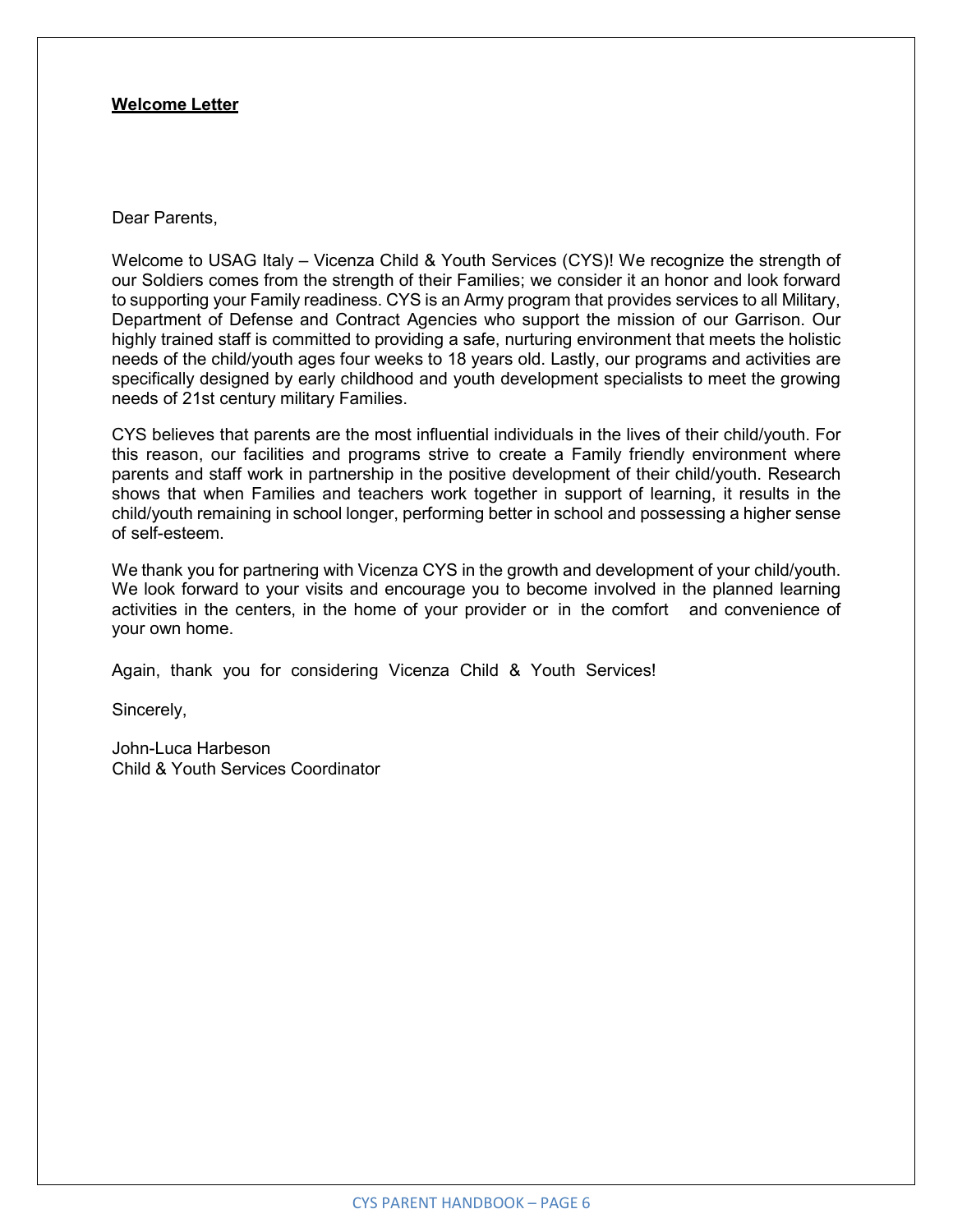**Welcome Letter**

Dear Parents,

Welcome to USAG Italy – Vicenza Child & Youth Services (CYS)! We recognize the strength of our Soldiers comes from the strength of their Families; we consider it an honor and look forward to supporting your Family readiness. CYS is an Army program that provides services to all Military, Department of Defense and Contract Agencies who support the mission of our Garrison. Our highly trained staff is committed to providing a safe, nurturing environment that meets the holistic needs of the child/youth ages four weeks to 18 years old. Lastly, our programs and activities are specifically designed by early childhood and youth development specialists to meet the growing needs of 21st century military Families.

CYS believes that parents are the most influential individuals in the lives of their child/youth. For this reason, our facilities and programs strive to create a Family friendly environment where parents and staff work in partnership in the positive development of their child/youth. Research shows that when Families and teachers work together in support of learning, it results in the child/youth remaining in school longer, performing better in school and possessing a higher sense of self-esteem.

We thank you for partnering with Vicenza CYS in the growth and development of your child/youth. We look forward to your visits and encourage you to become involved in the planned learning activities in the centers, in the home of your provider or in the comfort and convenience of your own home.

Again, thank you for considering Vicenza Child & Youth Services!

Sincerely,

John-Luca Harbeson
Child & Youth Services Coordinator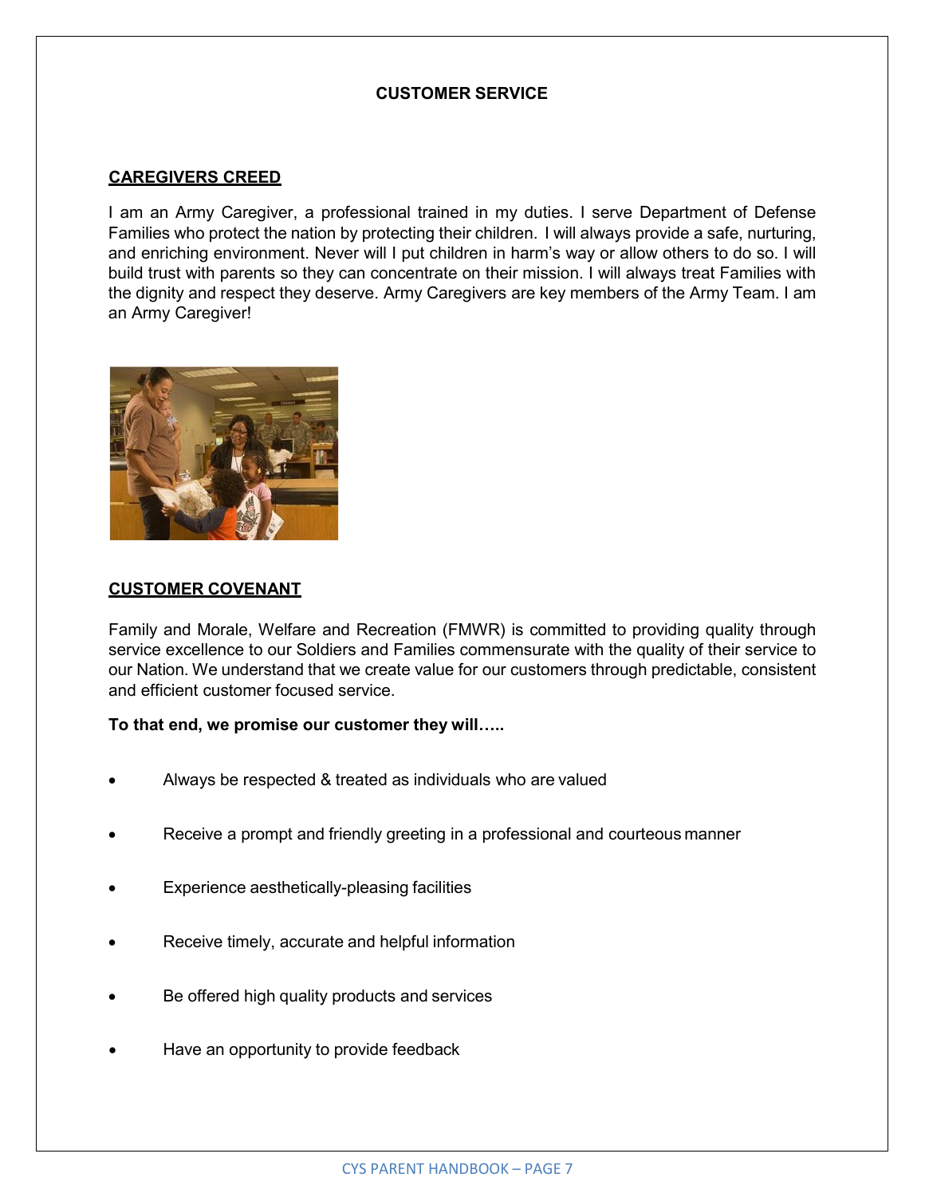# CUSTOMER SERVICE

## CAREGIVERS CREED

I am an Army Caregiver, a professional trained in my duties. I serve Department of Defense Families who protect the nation by protecting their children. I will always provide a safe, nurturing, and enriching environment. Never will I put children in harm's way or allow others to do so. I will build trust with parents so they can concentrate on their mission. I will always treat Families with the dignity and respect they deserve. Army Caregivers are key members of the Army Team. I am an Army Caregiver!

## CUSTOMER COVENANT

Family and Morale, Welfare and Recreation (FMWR) is committed to providing quality through service excellence to our Soldiers and Families commensurate with the quality of their service to our Nation. We understand that we create value for our customers through predictable, consistent and efficient customer focused service.

**To that end, we promise our customer they will…..**

- Always be respected & treated as individuals who are valued
- Receive a prompt and friendly greeting in a professional and courteous manner
- Experience aesthetically-pleasing facilities
- Receive timely, accurate and helpful information
- Be offered high quality products and services
- Have an opportunity to provide feedback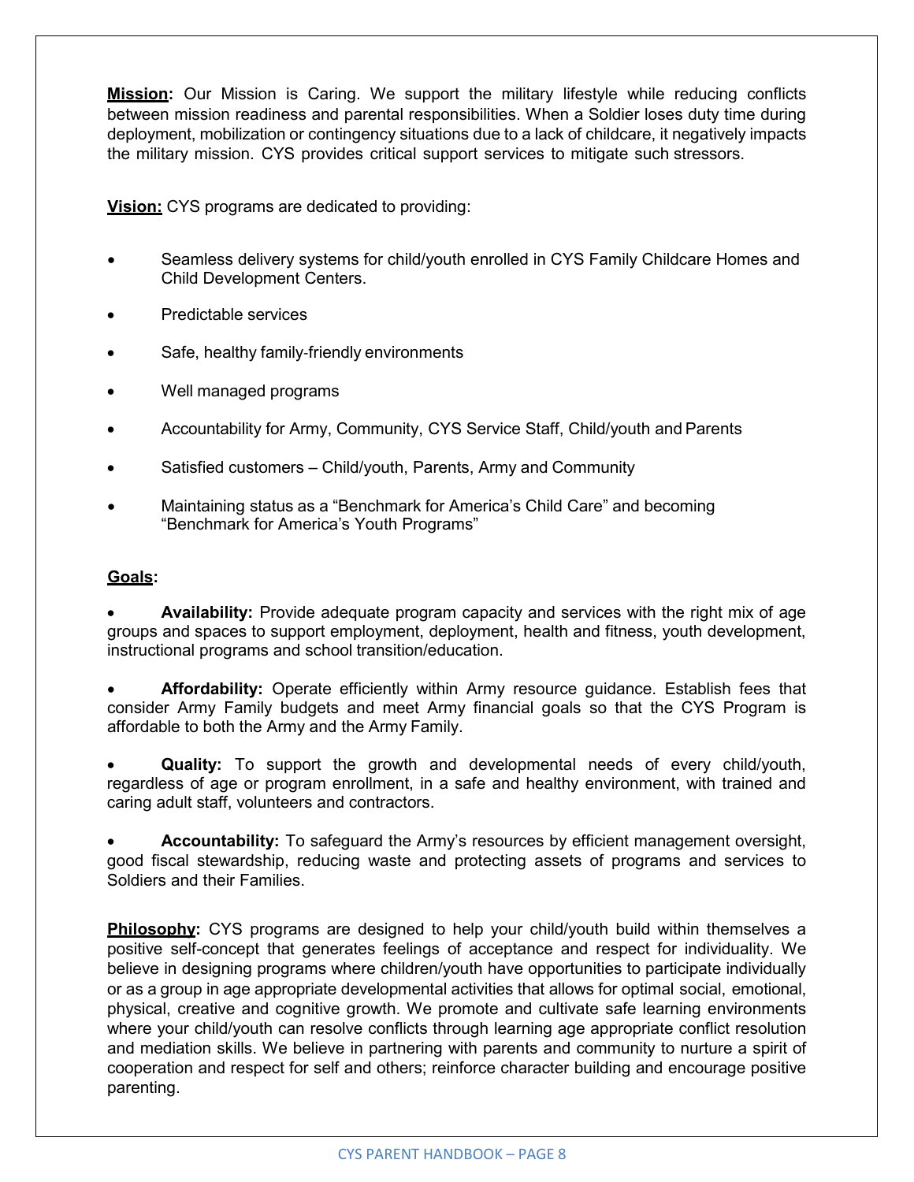**Mission:** Our Mission is Caring. We support the military lifestyle while reducing conflicts between mission readiness and parental responsibilities. When a Soldier loses duty time during deployment, mobilization or contingency situations due to a lack of childcare, it negatively impacts the military mission. CYS provides critical support services to mitigate such stressors.

**Vision:** CYS programs are dedicated to providing:

- Seamless delivery systems for child/youth enrolled in CYS Family Childcare Homes and Child Development Centers.
- Predictable services
- Safe, healthy family-friendly environments
- Well managed programs
- Accountability for Army, Community, CYS Service Staff, Child/youth and Parents
- Satisfied customers – Child/youth, Parents, Army and Community
- Maintaining status as a "Benchmark for America's Child Care" and becoming "Benchmark for America's Youth Programs"

**Goals:**

- **Availability:** Provide adequate program capacity and services with the right mix of age groups and spaces to support employment, deployment, health and fitness, youth development, instructional programs and school transition/education.
- **Affordability:** Operate efficiently within Army resource guidance. Establish fees that consider Army Family budgets and meet Army financial goals so that the CYS Program is affordable to both the Army and the Army Family.
- **Quality:** To support the growth and developmental needs of every child/youth, regardless of age or program enrollment, in a safe and healthy environment, with trained and caring adult staff, volunteers and contractors.
- **Accountability:** To safeguard the Army's resources by efficient management oversight, good fiscal stewardship, reducing waste and protecting assets of programs and services to Soldiers and their Families.

**Philosophy:** CYS programs are designed to help your child/youth build within themselves a positive self-concept that generates feelings of acceptance and respect for individuality. We believe in designing programs where children/youth have opportunities to participate individually or as a group in age appropriate developmental activities that allows for optimal social, emotional, physical, creative and cognitive growth. We promote and cultivate safe learning environments where your child/youth can resolve conflicts through learning age appropriate conflict resolution and mediation skills. We believe in partnering with parents and community to nurture a spirit of cooperation and respect for self and others; reinforce character building and encourage positive parenting.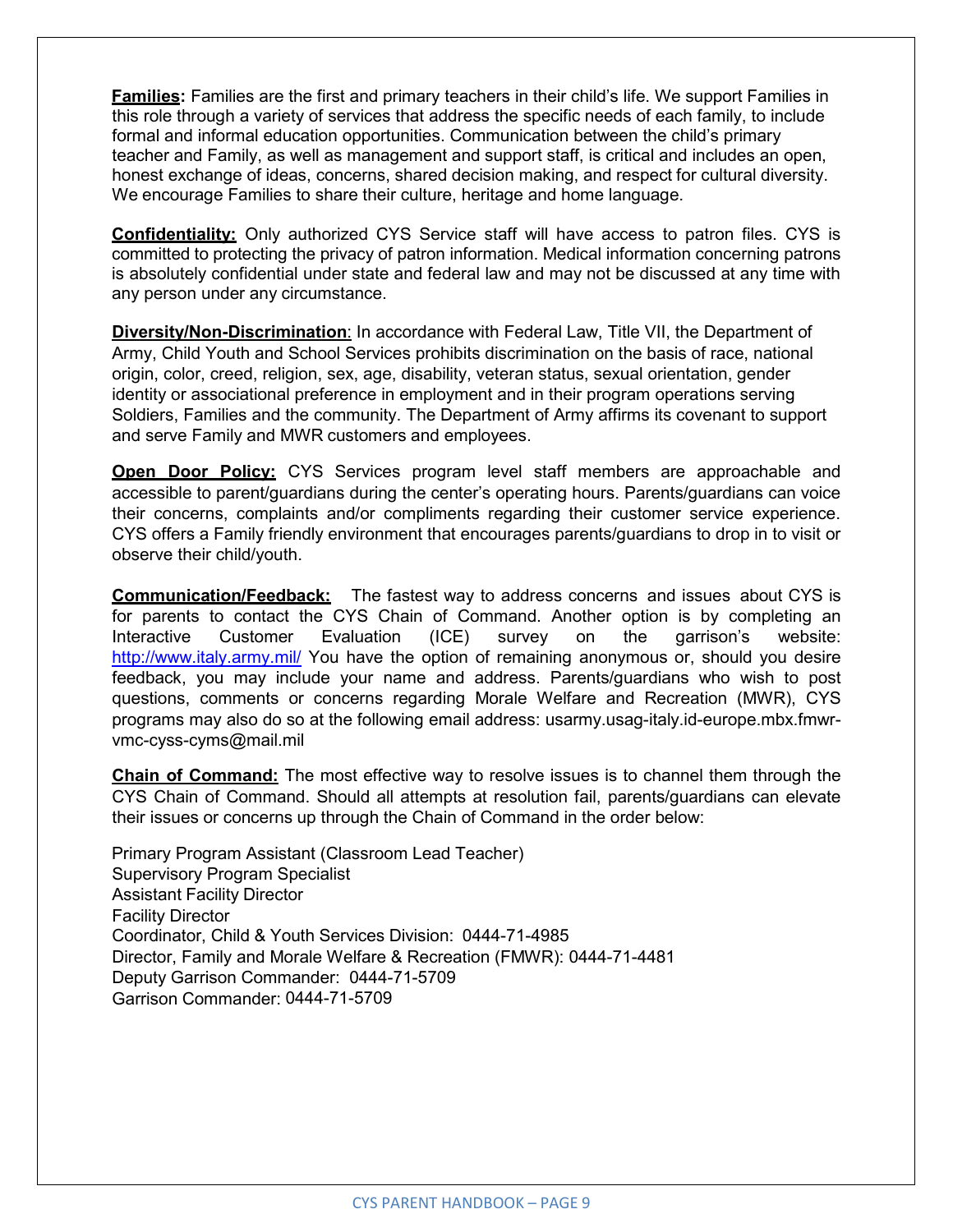**Families:** Families are the first and primary teachers in their child's life. We support Families in this role through a variety of services that address the specific needs of each family, to include formal and informal education opportunities. Communication between the child's primary teacher and Family, as well as management and support staff, is critical and includes an open, honest exchange of ideas, concerns, shared decision making, and respect for cultural diversity. We encourage Families to share their culture, heritage and home language.

**Confidentiality:** Only authorized CYS Service staff will have access to patron files. CYS is committed to protecting the privacy of patron information. Medical information concerning patrons is absolutely confidential under state and federal law and may not be discussed at any time with any person under any circumstance.

**Diversity/Non-Discrimination**: In accordance with Federal Law, Title VII, the Department of Army, Child Youth and School Services prohibits discrimination on the basis of race, national origin, color, creed, religion, sex, age, disability, veteran status, sexual orientation, gender identity or associational preference in employment and in their program operations serving Soldiers, Families and the community. The Department of Army affirms its covenant to support and serve Family and MWR customers and employees.

**Open Door Policy:** CYS Services program level staff members are approachable and accessible to parent/guardians during the center's operating hours. Parents/guardians can voice their concerns, complaints and/or compliments regarding their customer service experience. CYS offers a Family friendly environment that encourages parents/guardians to drop in to visit or observe their child/youth.

**Communication/Feedback:** The fastest way to address concerns and issues about CYS is for parents to contact the CYS Chain of Command. Another option is by completing an Interactive Customer Evaluation (ICE) survey on the garrison's website: http://www.italy.army.mil/ You have the option of remaining anonymous or, should you desire feedback, you may include your name and address. Parents/guardians who wish to post questions, comments or concerns regarding Morale Welfare and Recreation (MWR), CYS programs may also do so at the following email address: usarmy.usag-italy.id-europe.mbx.fmwr-vmc-cyss-cyms@mail.mil

**Chain of Command:** The most effective way to resolve issues is to channel them through the CYS Chain of Command. Should all attempts at resolution fail, parents/guardians can elevate their issues or concerns up through the Chain of Command in the order below:

Primary Program Assistant (Classroom Lead Teacher)
Supervisory Program Specialist
Assistant Facility Director
Facility Director
Coordinator, Child & Youth Services Division: 0444-71-4985
Director, Family and Morale Welfare & Recreation (FMWR): 0444-71-4481
Deputy Garrison Commander: 0444-71-5709
Garrison Commander: 0444-71-5709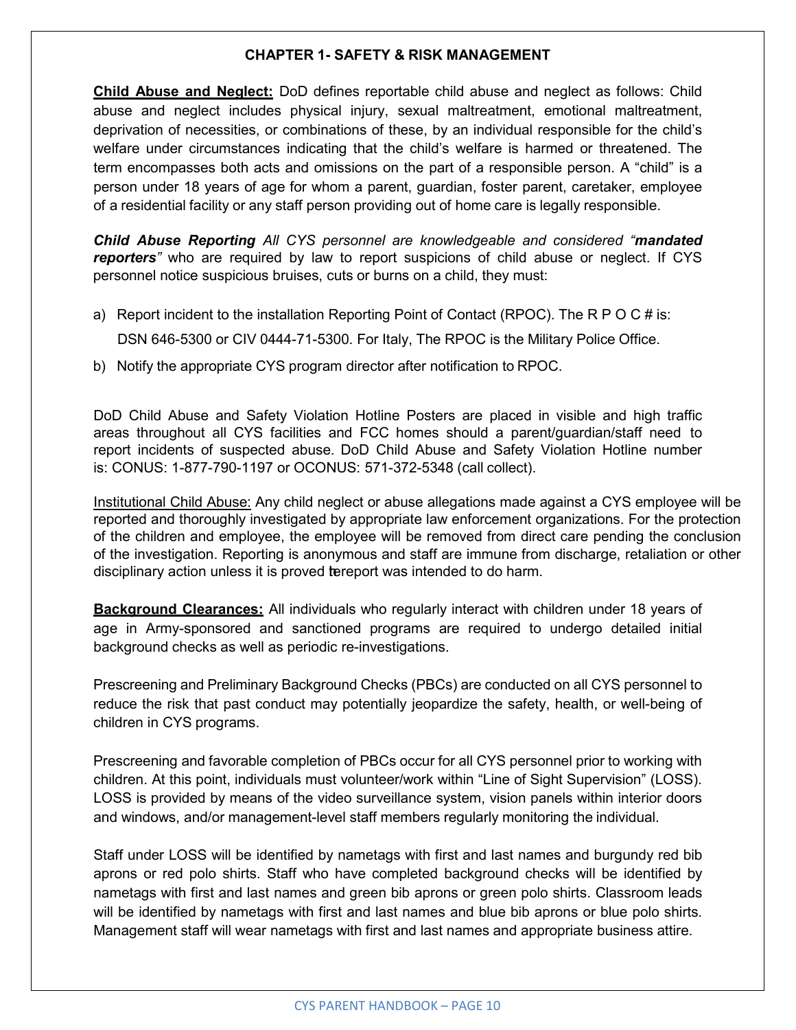## CHAPTER 1- SAFETY & RISK MANAGEMENT

**Child Abuse and Neglect:** DoD defines reportable child abuse and neglect as follows: Child abuse and neglect includes physical injury, sexual maltreatment, emotional maltreatment, deprivation of necessities, or combinations of these, by an individual responsible for the child's welfare under circumstances indicating that the child's welfare is harmed or threatened. The term encompasses both acts and omissions on the part of a responsible person. A "child" is a person under 18 years of age for whom a parent, guardian, foster parent, caretaker, employee of a residential facility or any staff person providing out of home care is legally responsible.

***Child Abuse Reporting*** *All CYS personnel are knowledgeable and considered "**mandated reporters**"* who are required by law to report suspicions of child abuse or neglect. If CYS personnel notice suspicious bruises, cuts or burns on a child, they must:

a) Report incident to the installation Reporting Point of Contact (RPOC). The R P O C # is: DSN 646-5300 or CIV 0444-71-5300. For Italy, The RPOC is the Military Police Office.
b) Notify the appropriate CYS program director after notification to RPOC.

DoD Child Abuse and Safety Violation Hotline Posters are placed in visible and high traffic areas throughout all CYS facilities and FCC homes should a parent/guardian/staff need to report incidents of suspected abuse. DoD Child Abuse and Safety Violation Hotline number is: CONUS: 1-877-790-1197 or OCONUS: 571-372-5348 (call collect).

<u>Institutional Child Abuse:</u> Any child neglect or abuse allegations made against a CYS employee will be reported and thoroughly investigated by appropriate law enforcement organizations. For the protection of the children and employee, the employee will be removed from direct care pending the conclusion of the investigation. Reporting is anonymous and staff are immune from discharge, retaliation or other disciplinary action unless it is proved the report was intended to do harm.

**Background Clearances:** All individuals who regularly interact with children under 18 years of age in Army-sponsored and sanctioned programs are required to undergo detailed initial background checks as well as periodic re-investigations.

Prescreening and Preliminary Background Checks (PBCs) are conducted on all CYS personnel to reduce the risk that past conduct may potentially jeopardize the safety, health, or well-being of children in CYS programs.

Prescreening and favorable completion of PBCs occur for all CYS personnel prior to working with children. At this point, individuals must volunteer/work within "Line of Sight Supervision" (LOSS). LOSS is provided by means of the video surveillance system, vision panels within interior doors and windows, and/or management-level staff members regularly monitoring the individual.

Staff under LOSS will be identified by nametags with first and last names and burgundy red bib aprons or red polo shirts. Staff who have completed background checks will be identified by nametags with first and last names and green bib aprons or green polo shirts. Classroom leads will be identified by nametags with first and last names and blue bib aprons or blue polo shirts. Management staff will wear nametags with first and last names and appropriate business attire.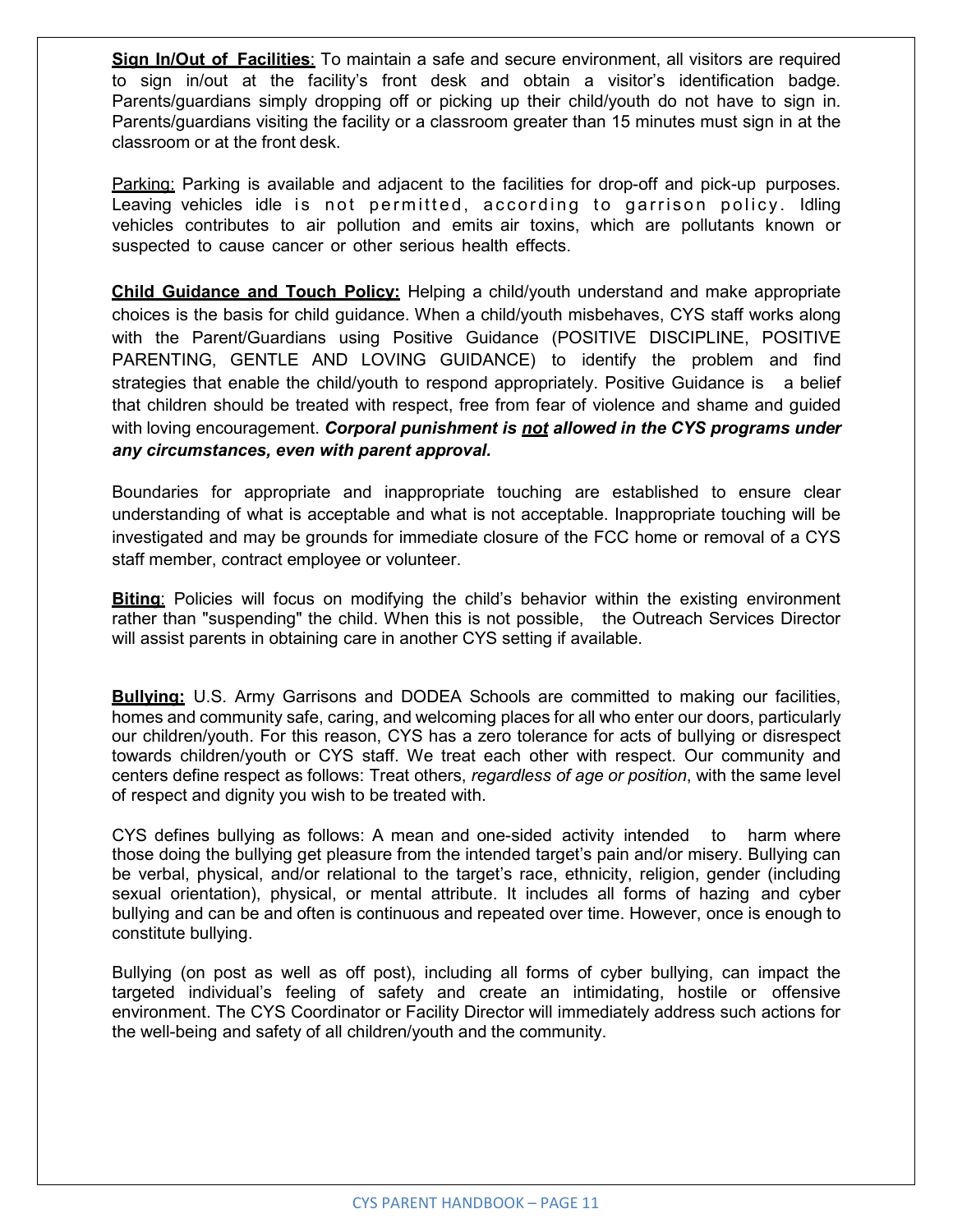**Sign In/Out of Facilities**: To maintain a safe and secure environment, all visitors are required to sign in/out at the facility's front desk and obtain a visitor's identification badge. Parents/guardians simply dropping off or picking up their child/youth do not have to sign in. Parents/guardians visiting the facility or a classroom greater than 15 minutes must sign in at the classroom or at the front desk.

Parking: Parking is available and adjacent to the facilities for drop-off and pick-up purposes. Leaving vehicles idle is not permitted, according to garrison policy. Idling vehicles contributes to air pollution and emits air toxins, which are pollutants known or suspected to cause cancer or other serious health effects.

**Child Guidance and Touch Policy:** Helping a child/youth understand and make appropriate choices is the basis for child guidance. When a child/youth misbehaves, CYS staff works along with the Parent/Guardians using Positive Guidance (POSITIVE DISCIPLINE, POSITIVE PARENTING, GENTLE AND LOVING GUIDANCE) to identify the problem and find strategies that enable the child/youth to respond appropriately. Positive Guidance is a belief that children should be treated with respect, free from fear of violence and shame and guided with loving encouragement. ***Corporal punishment is not allowed in the CYS programs under any circumstances, even with parent approval.***

Boundaries for appropriate and inappropriate touching are established to ensure clear understanding of what is acceptable and what is not acceptable. Inappropriate touching will be investigated and may be grounds for immediate closure of the FCC home or removal of a CYS staff member, contract employee or volunteer.

**Biting**: Policies will focus on modifying the child's behavior within the existing environment rather than "suspending" the child. When this is not possible, the Outreach Services Director will assist parents in obtaining care in another CYS setting if available.

**Bullying:** U.S. Army Garrisons and DODEA Schools are committed to making our facilities, homes and community safe, caring, and welcoming places for all who enter our doors, particularly our children/youth. For this reason, CYS has a zero tolerance for acts of bullying or disrespect towards children/youth or CYS staff. We treat each other with respect. Our community and centers define respect as follows: Treat others, *regardless of age or position*, with the same level of respect and dignity you wish to be treated with.

CYS defines bullying as follows: A mean and one-sided activity intended to harm where those doing the bullying get pleasure from the intended target's pain and/or misery. Bullying can be verbal, physical, and/or relational to the target's race, ethnicity, religion, gender (including sexual orientation), physical, or mental attribute. It includes all forms of hazing and cyber bullying and can be and often is continuous and repeated over time. However, once is enough to constitute bullying.

Bullying (on post as well as off post), including all forms of cyber bullying, can impact the targeted individual's feeling of safety and create an intimidating, hostile or offensive environment. The CYS Coordinator or Facility Director will immediately address such actions for the well-being and safety of all children/youth and the community.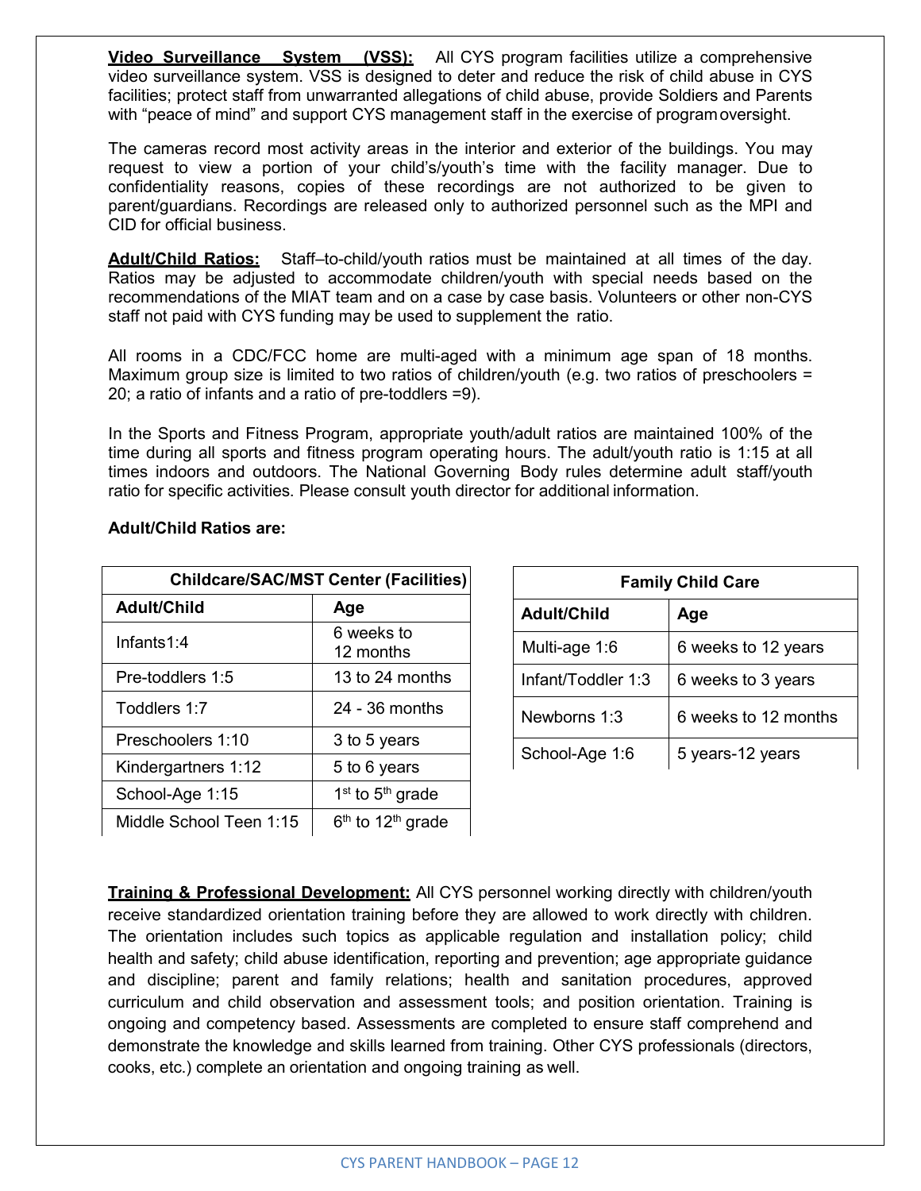**Video Surveillance System (VSS):** All CYS program facilities utilize a comprehensive video surveillance system. VSS is designed to deter and reduce the risk of child abuse in CYS facilities; protect staff from unwarranted allegations of child abuse, provide Soldiers and Parents with "peace of mind" and support CYS management staff in the exercise of program oversight.

The cameras record most activity areas in the interior and exterior of the buildings. You may request to view a portion of your child's/youth's time with the facility manager. Due to confidentiality reasons, copies of these recordings are not authorized to be given to parent/guardians. Recordings are released only to authorized personnel such as the MPI and CID for official business.

**Adult/Child Ratios:** Staff–to-child/youth ratios must be maintained at all times of the day. Ratios may be adjusted to accommodate children/youth with special needs based on the recommendations of the MIAT team and on a case by case basis. Volunteers or other non-CYS staff not paid with CYS funding may be used to supplement the ratio.

All rooms in a CDC/FCC home are multi-aged with a minimum age span of 18 months. Maximum group size is limited to two ratios of children/youth (e.g. two ratios of preschoolers = 20; a ratio of infants and a ratio of pre-toddlers =9).

In the Sports and Fitness Program, appropriate youth/adult ratios are maintained 100% of the time during all sports and fitness program operating hours. The adult/youth ratio is 1:15 at all times indoors and outdoors. The National Governing Body rules determine adult staff/youth ratio for specific activities. Please consult youth director for additional information.

**Adult/Child Ratios are:**

| Childcare/SAC/MST Center (Facilities) | |
|---|---|
| **Adult/Child** | **Age** |
| Infants1:4 | 6 weeks to 12 months |
| Pre-toddlers 1:5 | 13 to 24 months |
| Toddlers 1:7 | 24 - 36 months |
| Preschoolers 1:10 | 3 to 5 years |
| Kindergartners 1:12 | 5 to 6 years |
| School-Age 1:15 | 1st to 5th grade |
| Middle School Teen 1:15 | 6th to 12th grade |

| Family Child Care | |
|---|---|
| **Adult/Child** | **Age** |
| Multi-age 1:6 | 6 weeks to 12 years |
| Infant/Toddler 1:3 | 6 weeks to 3 years |
| Newborns 1:3 | 6 weeks to 12 months |
| School-Age 1:6 | 5 years-12 years |

**Training & Professional Development:** All CYS personnel working directly with children/youth receive standardized orientation training before they are allowed to work directly with children. The orientation includes such topics as applicable regulation and installation policy; child health and safety; child abuse identification, reporting and prevention; age appropriate guidance and discipline; parent and family relations; health and sanitation procedures, approved curriculum and child observation and assessment tools; and position orientation. Training is ongoing and competency based. Assessments are completed to ensure staff comprehend and demonstrate the knowledge and skills learned from training. Other CYS professionals (directors, cooks, etc.) complete an orientation and ongoing training as well.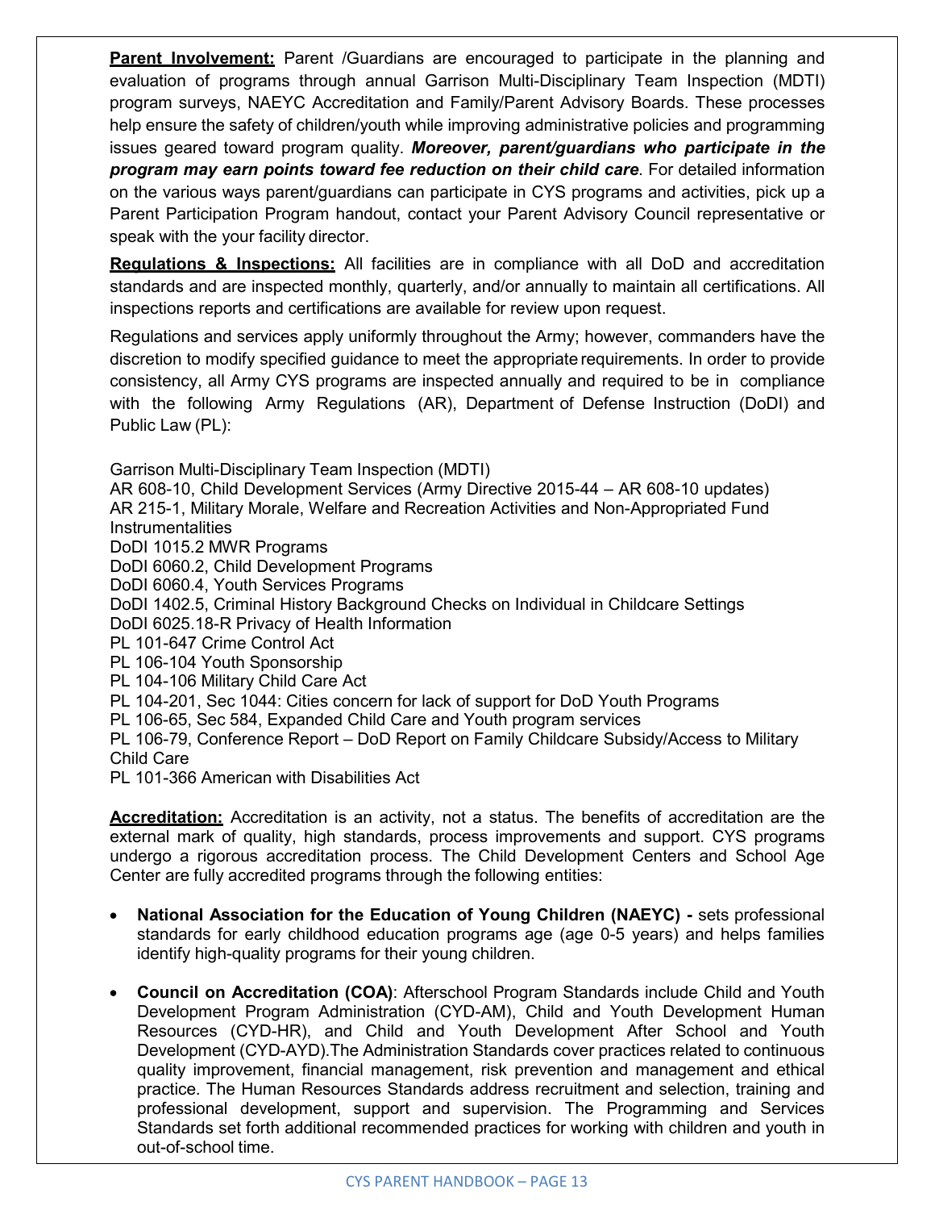**<u>Parent Involvement:</u>** Parent /Guardians are encouraged to participate in the planning and evaluation of programs through annual Garrison Multi-Disciplinary Team Inspection (MDTI) program surveys, NAEYC Accreditation and Family/Parent Advisory Boards. These processes help ensure the safety of children/youth while improving administrative policies and programming issues geared toward program quality. ***Moreover, parent/guardians who participate in the program may earn points toward fee reduction on their child care***. For detailed information on the various ways parent/guardians can participate in CYS programs and activities, pick up a Parent Participation Program handout, contact your Parent Advisory Council representative or speak with the your facility director.

**<u>Regulations & Inspections:</u>** All facilities are in compliance with all DoD and accreditation standards and are inspected monthly, quarterly, and/or annually to maintain all certifications. All inspections reports and certifications are available for review upon request.

Regulations and services apply uniformly throughout the Army; however, commanders have the discretion to modify specified guidance to meet the appropriate requirements. In order to provide consistency, all Army CYS programs are inspected annually and required to be in compliance with the following Army Regulations (AR), Department of Defense Instruction (DoDI) and Public Law (PL):

Garrison Multi-Disciplinary Team Inspection (MDTI)
AR 608-10, Child Development Services (Army Directive 2015-44 – AR 608-10 updates)
AR 215-1, Military Morale, Welfare and Recreation Activities and Non-Appropriated Fund Instrumentalities
DoDI 1015.2 MWR Programs
DoDI 6060.2, Child Development Programs
DoDI 6060.4, Youth Services Programs
DoDI 1402.5, Criminal History Background Checks on Individual in Childcare Settings
DoDI 6025.18-R Privacy of Health Information
PL 101-647 Crime Control Act
PL 106-104 Youth Sponsorship
PL 104-106 Military Child Care Act
PL 104-201, Sec 1044: Cities concern for lack of support for DoD Youth Programs
PL 106-65, Sec 584, Expanded Child Care and Youth program services
PL 106-79, Conference Report – DoD Report on Family Childcare Subsidy/Access to Military Child Care
PL 101-366 American with Disabilities Act

**<u>Accreditation:</u>** Accreditation is an activity, not a status. The benefits of accreditation are the external mark of quality, high standards, process improvements and support. CYS programs undergo a rigorous accreditation process. The Child Development Centers and School Age Center are fully accredited programs through the following entities:

- **National Association for the Education of Young Children (NAEYC) -** sets professional standards for early childhood education programs age (age 0-5 years) and helps families identify high-quality programs for their young children.
- **Council on Accreditation (COA)**: Afterschool Program Standards include Child and Youth Development Program Administration (CYD-AM), Child and Youth Development Human Resources (CYD-HR), and Child and Youth Development After School and Youth Development (CYD-AYD).The Administration Standards cover practices related to continuous quality improvement, financial management, risk prevention and management and ethical practice. The Human Resources Standards address recruitment and selection, training and professional development, support and supervision. The Programming and Services Standards set forth additional recommended practices for working with children and youth in out-of-school time.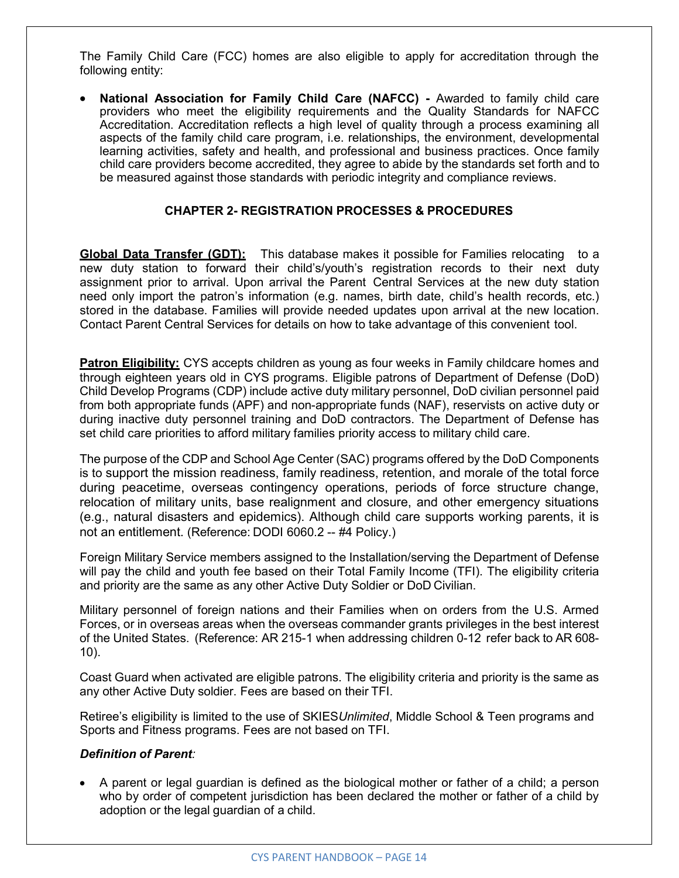The Family Child Care (FCC) homes are also eligible to apply for accreditation through the following entity:

- **National Association for Family Child Care (NAFCC) -** Awarded to family child care providers who meet the eligibility requirements and the Quality Standards for NAFCC Accreditation. Accreditation reflects a high level of quality through a process examining all aspects of the family child care program, i.e. relationships, the environment, developmental learning activities, safety and health, and professional and business practices. Once family child care providers become accredited, they agree to abide by the standards set forth and to be measured against those standards with periodic integrity and compliance reviews.

## CHAPTER 2- REGISTRATION PROCESSES & PROCEDURES

**Global Data Transfer (GDT):** This database makes it possible for Families relocating to a new duty station to forward their child's/youth's registration records to their next duty assignment prior to arrival. Upon arrival the Parent Central Services at the new duty station need only import the patron's information (e.g. names, birth date, child's health records, etc.) stored in the database. Families will provide needed updates upon arrival at the new location. Contact Parent Central Services for details on how to take advantage of this convenient tool.

**Patron Eligibility:** CYS accepts children as young as four weeks in Family childcare homes and through eighteen years old in CYS programs. Eligible patrons of Department of Defense (DoD) Child Develop Programs (CDP) include active duty military personnel, DoD civilian personnel paid from both appropriate funds (APF) and non-appropriate funds (NAF), reservists on active duty or during inactive duty personnel training and DoD contractors. The Department of Defense has set child care priorities to afford military families priority access to military child care.

The purpose of the CDP and School Age Center (SAC) programs offered by the DoD Components is to support the mission readiness, family readiness, retention, and morale of the total force during peacetime, overseas contingency operations, periods of force structure change, relocation of military units, base realignment and closure, and other emergency situations (e.g., natural disasters and epidemics). Although child care supports working parents, it is not an entitlement. (Reference: DODI 6060.2 -- #4 Policy.)

Foreign Military Service members assigned to the Installation/serving the Department of Defense will pay the child and youth fee based on their Total Family Income (TFI). The eligibility criteria and priority are the same as any other Active Duty Soldier or DoD Civilian.

Military personnel of foreign nations and their Families when on orders from the U.S. Armed Forces, or in overseas areas when the overseas commander grants privileges in the best interest of the United States. (Reference: AR 215-1 when addressing children 0-12 refer back to AR 608-10).

Coast Guard when activated are eligible patrons. The eligibility criteria and priority is the same as any other Active Duty soldier. Fees are based on their TFI.

Retiree's eligibility is limited to the use of SKIES*Unlimited*, Middle School & Teen programs and Sports and Fitness programs. Fees are not based on TFI.

***Definition of Parent:***

- A parent or legal guardian is defined as the biological mother or father of a child; a person who by order of competent jurisdiction has been declared the mother or father of a child by adoption or the legal guardian of a child.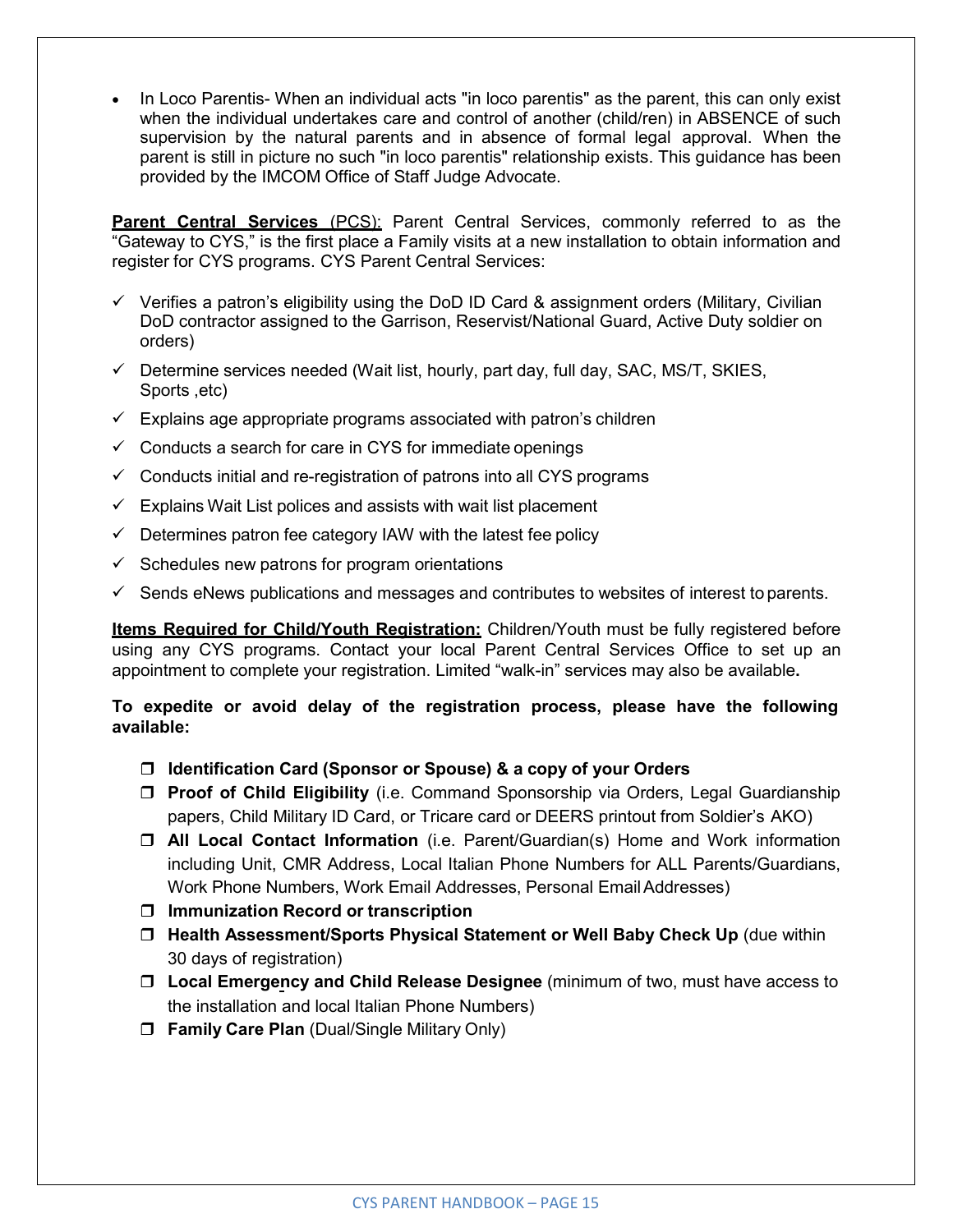- In Loco Parentis- When an individual acts "in loco parentis" as the parent, this can only exist when the individual undertakes care and control of another (child/ren) in ABSENCE of such supervision by the natural parents and in absence of formal legal approval. When the parent is still in picture no such "in loco parentis" relationship exists. This guidance has been provided by the IMCOM Office of Staff Judge Advocate.

**Parent Central Services** (PCS): Parent Central Services, commonly referred to as the "Gateway to CYS," is the first place a Family visits at a new installation to obtain information and register for CYS programs. CYS Parent Central Services:

- ✓ Verifies a patron's eligibility using the DoD ID Card & assignment orders (Military, Civilian DoD contractor assigned to the Garrison, Reservist/National Guard, Active Duty soldier on orders)
- ✓ Determine services needed (Wait list, hourly, part day, full day, SAC, MS/T, SKIES, Sports ,etc)
- ✓ Explains age appropriate programs associated with patron's children
- ✓ Conducts a search for care in CYS for immediate openings
- ✓ Conducts initial and re-registration of patrons into all CYS programs
- ✓ Explains Wait List polices and assists with wait list placement
- ✓ Determines patron fee category IAW with the latest fee policy
- ✓ Schedules new patrons for program orientations
- ✓ Sends eNews publications and messages and contributes to websites of interest to parents.

**Items Required for Child/Youth Registration:** Children/Youth must be fully registered before using any CYS programs. Contact your local Parent Central Services Office to set up an appointment to complete your registration. Limited "walk-in" services may also be available**.**

**To expedite or avoid delay of the registration process, please have the following available:**

- ❒ **Identification Card (Sponsor or Spouse) & a copy of your Orders**
- ❒ **Proof of Child Eligibility** (i.e. Command Sponsorship via Orders, Legal Guardianship papers, Child Military ID Card, or Tricare card or DEERS printout from Soldier's AKO)
- ❒ **All Local Contact Information** (i.e. Parent/Guardian(s) Home and Work information including Unit, CMR Address, Local Italian Phone Numbers for ALL Parents/Guardians, Work Phone Numbers, Work Email Addresses, Personal Email Addresses)
- ❒ **Immunization Record or transcription**
- ❒ **Health Assessment/Sports Physical Statement or Well Baby Check Up** (due within 30 days of registration)
- ❒ **Local Emergency and Child Release Designee** (minimum of two, must have access to the installation and local Italian Phone Numbers)
- ❒ **Family Care Plan** (Dual/Single Military Only)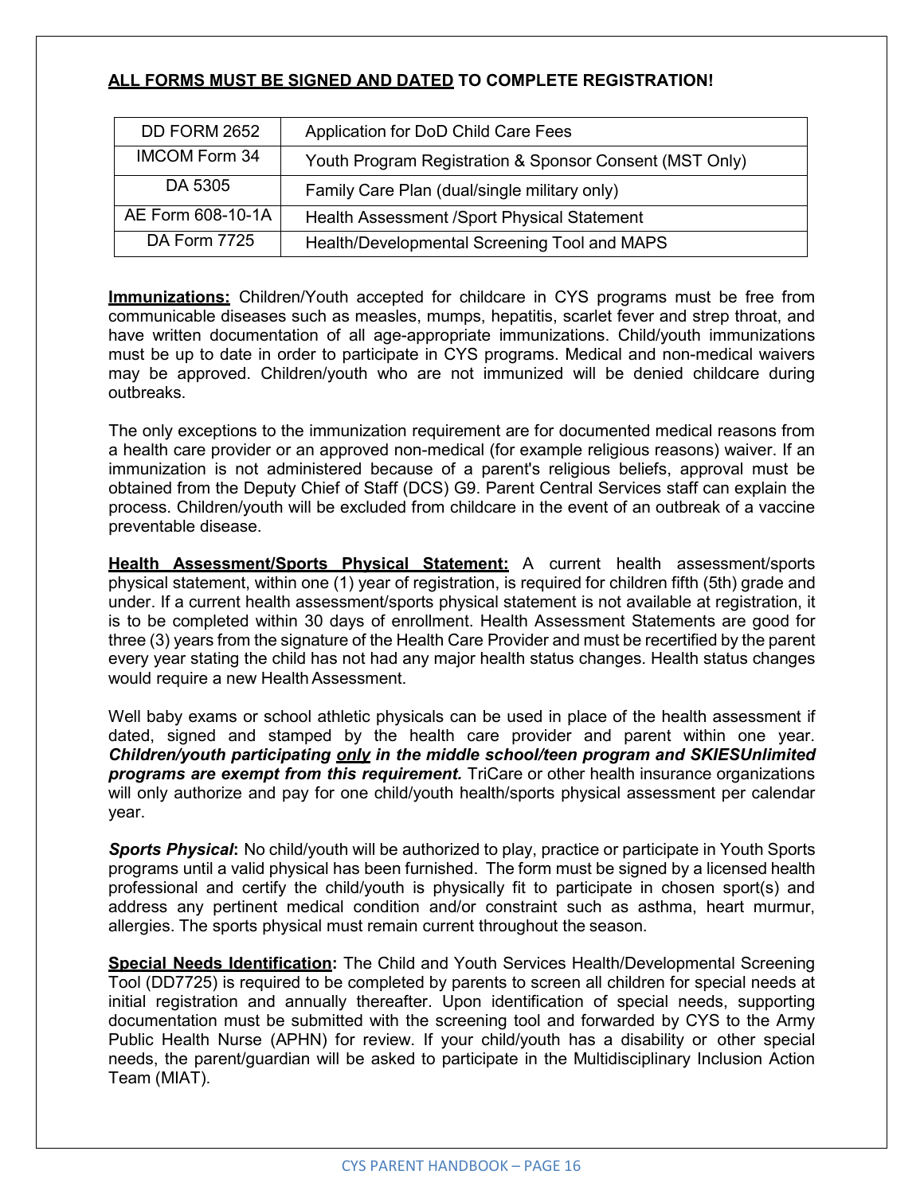**<u>ALL FORMS MUST BE SIGNED AND DATED</u> TO COMPLETE REGISTRATION!**

| DD FORM 2652 | Application for DoD Child Care Fees |
|---|---|
| IMCOM Form 34 | Youth Program Registration & Sponsor Consent (MST Only) |
| DA 5305 | Family Care Plan (dual/single military only) |
| AE Form 608-10-1A | Health Assessment /Sport Physical Statement |
| DA Form 7725 | Health/Developmental Screening Tool and MAPS |

**<u>Immunizations:</u>** Children/Youth accepted for childcare in CYS programs must be free from communicable diseases such as measles, mumps, hepatitis, scarlet fever and strep throat, and have written documentation of all age-appropriate immunizations. Child/youth immunizations must be up to date in order to participate in CYS programs. Medical and non-medical waivers may be approved. Children/youth who are not immunized will be denied childcare during outbreaks.

The only exceptions to the immunization requirement are for documented medical reasons from a health care provider or an approved non-medical (for example religious reasons) waiver. If an immunization is not administered because of a parent's religious beliefs, approval must be obtained from the Deputy Chief of Staff (DCS) G9. Parent Central Services staff can explain the process. Children/youth will be excluded from childcare in the event of an outbreak of a vaccine preventable disease.

**<u>Health Assessment/Sports Physical Statement:</u>** A current health assessment/sports physical statement, within one (1) year of registration, is required for children fifth (5th) grade and under. If a current health assessment/sports physical statement is not available at registration, it is to be completed within 30 days of enrollment. Health Assessment Statements are good for three (3) years from the signature of the Health Care Provider and must be recertified by the parent every year stating the child has not had any major health status changes. Health status changes would require a new Health Assessment.

Well baby exams or school athletic physicals can be used in place of the health assessment if dated, signed and stamped by the health care provider and parent within one year. ***Children/youth participating <u>only</u> in the middle school/teen program and SKIESUnlimited programs are exempt from this requirement.*** TriCare or other health insurance organizations will only authorize and pay for one child/youth health/sports physical assessment per calendar year.

***Sports Physical*:** No child/youth will be authorized to play, practice or participate in Youth Sports programs until a valid physical has been furnished. The form must be signed by a licensed health professional and certify the child/youth is physically fit to participate in chosen sport(s) and address any pertinent medical condition and/or constraint such as asthma, heart murmur, allergies. The sports physical must remain current throughout the season.

**<u>Special Needs Identification</u>:** The Child and Youth Services Health/Developmental Screening Tool (DD7725) is required to be completed by parents to screen all children for special needs at initial registration and annually thereafter. Upon identification of special needs, supporting documentation must be submitted with the screening tool and forwarded by CYS to the Army Public Health Nurse (APHN) for review. If your child/youth has a disability or other special needs, the parent/guardian will be asked to participate in the Multidisciplinary Inclusion Action Team (MIAT).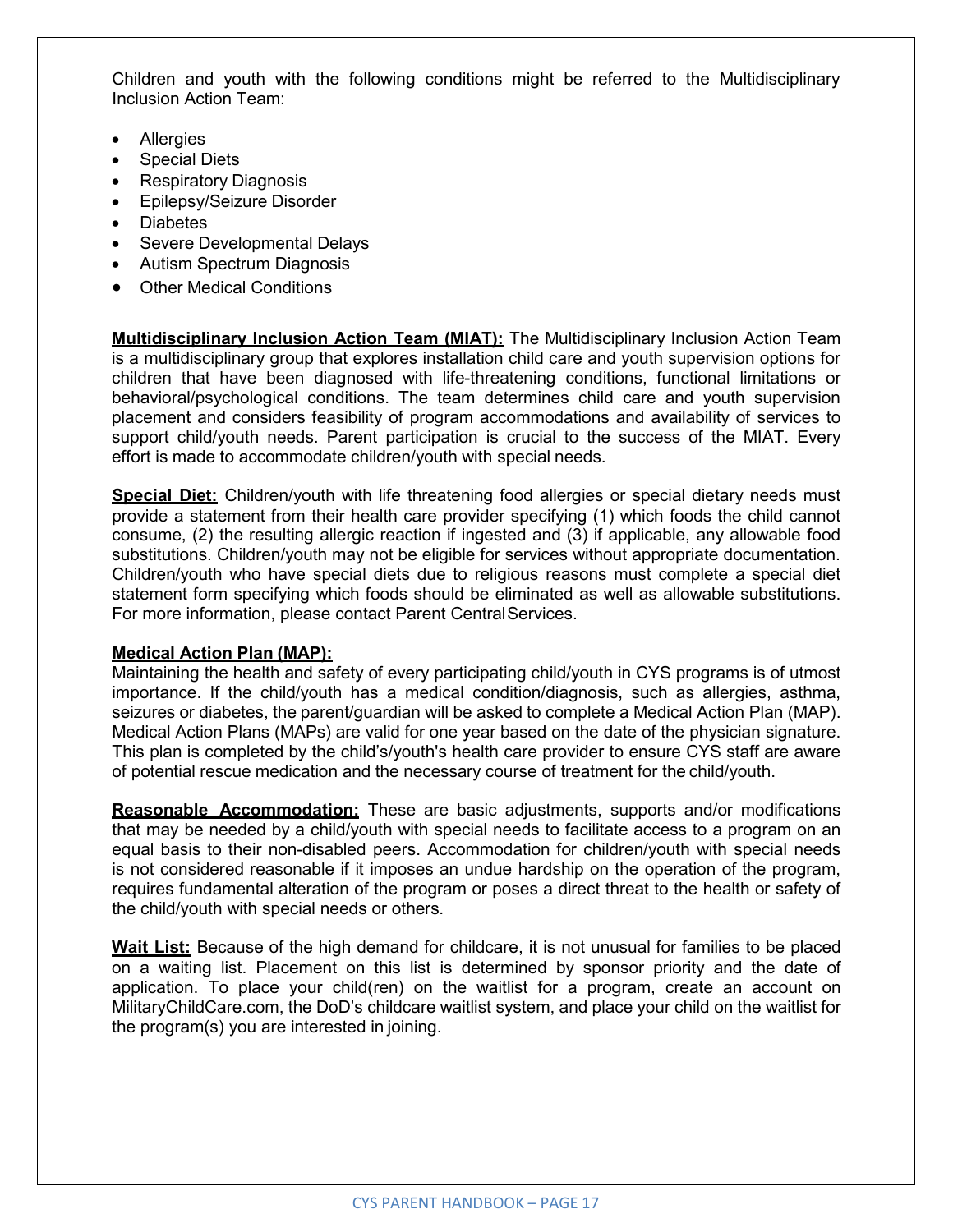Children and youth with the following conditions might be referred to the Multidisciplinary Inclusion Action Team:

- Allergies
- Special Diets
- Respiratory Diagnosis
- Epilepsy/Seizure Disorder
- Diabetes
- Severe Developmental Delays
- Autism Spectrum Diagnosis
- Other Medical Conditions

**Multidisciplinary Inclusion Action Team (MIAT):** The Multidisciplinary Inclusion Action Team is a multidisciplinary group that explores installation child care and youth supervision options for children that have been diagnosed with life-threatening conditions, functional limitations or behavioral/psychological conditions. The team determines child care and youth supervision placement and considers feasibility of program accommodations and availability of services to support child/youth needs. Parent participation is crucial to the success of the MIAT. Every effort is made to accommodate children/youth with special needs.

**Special Diet:** Children/youth with life threatening food allergies or special dietary needs must provide a statement from their health care provider specifying (1) which foods the child cannot consume, (2) the resulting allergic reaction if ingested and (3) if applicable, any allowable food substitutions. Children/youth may not be eligible for services without appropriate documentation. Children/youth who have special diets due to religious reasons must complete a special diet statement form specifying which foods should be eliminated as well as allowable substitutions. For more information, please contact Parent Central Services.

**Medical Action Plan (MAP):**
Maintaining the health and safety of every participating child/youth in CYS programs is of utmost importance. If the child/youth has a medical condition/diagnosis, such as allergies, asthma, seizures or diabetes, the parent/guardian will be asked to complete a Medical Action Plan (MAP). Medical Action Plans (MAPs) are valid for one year based on the date of the physician signature. This plan is completed by the child's/youth's health care provider to ensure CYS staff are aware of potential rescue medication and the necessary course of treatment for the child/youth.

**Reasonable Accommodation:** These are basic adjustments, supports and/or modifications that may be needed by a child/youth with special needs to facilitate access to a program on an equal basis to their non-disabled peers. Accommodation for children/youth with special needs is not considered reasonable if it imposes an undue hardship on the operation of the program, requires fundamental alteration of the program or poses a direct threat to the health or safety of the child/youth with special needs or others.

**Wait List:** Because of the high demand for childcare, it is not unusual for families to be placed on a waiting list. Placement on this list is determined by sponsor priority and the date of application. To place your child(ren) on the waitlist for a program, create an account on MilitaryChildCare.com, the DoD's childcare waitlist system, and place your child on the waitlist for the program(s) you are interested in joining.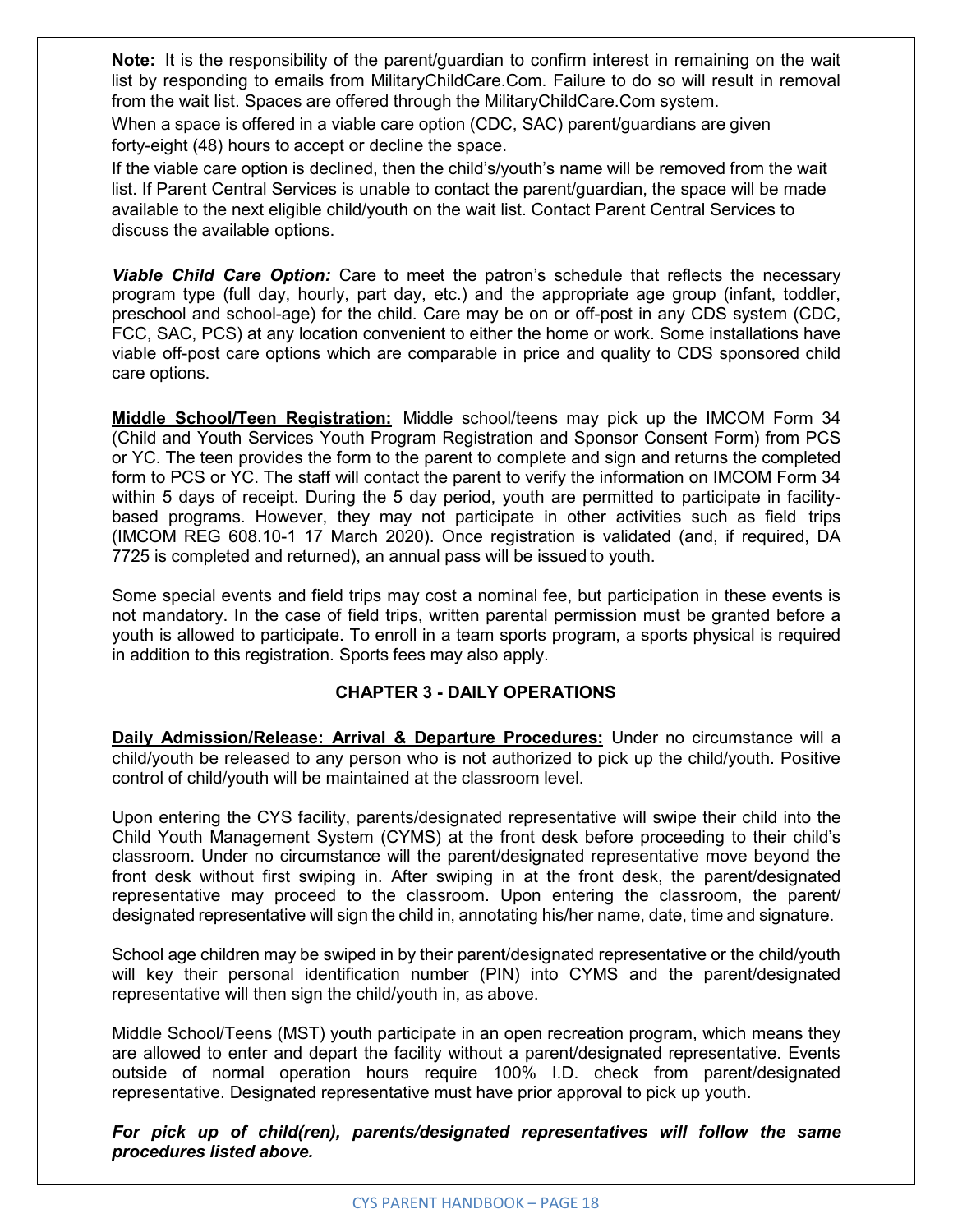**Note:** It is the responsibility of the parent/guardian to confirm interest in remaining on the wait list by responding to emails from MilitaryChildCare.Com. Failure to do so will result in removal from the wait list. Spaces are offered through the MilitaryChildCare.Com system.

When a space is offered in a viable care option (CDC, SAC) parent/guardians are given forty-eight (48) hours to accept or decline the space.

If the viable care option is declined, then the child's/youth's name will be removed from the wait list. If Parent Central Services is unable to contact the parent/guardian, the space will be made available to the next eligible child/youth on the wait list. Contact Parent Central Services to discuss the available options.

***Viable Child Care Option:*** Care to meet the patron's schedule that reflects the necessary program type (full day, hourly, part day, etc.) and the appropriate age group (infant, toddler, preschool and school-age) for the child. Care may be on or off-post in any CDS system (CDC, FCC, SAC, PCS) at any location convenient to either the home or work. Some installations have viable off-post care options which are comparable in price and quality to CDS sponsored child care options.

**Middle School/Teen Registration:** Middle school/teens may pick up the IMCOM Form 34 (Child and Youth Services Youth Program Registration and Sponsor Consent Form) from PCS or YC. The teen provides the form to the parent to complete and sign and returns the completed form to PCS or YC. The staff will contact the parent to verify the information on IMCOM Form 34 within 5 days of receipt. During the 5 day period, youth are permitted to participate in facility-based programs. However, they may not participate in other activities such as field trips (IMCOM REG 608.10-1 17 March 2020). Once registration is validated (and, if required, DA 7725 is completed and returned), an annual pass will be issued to youth.

Some special events and field trips may cost a nominal fee, but participation in these events is not mandatory. In the case of field trips, written parental permission must be granted before a youth is allowed to participate. To enroll in a team sports program, a sports physical is required in addition to this registration. Sports fees may also apply.

## CHAPTER 3 - DAILY OPERATIONS

**Daily Admission/Release: Arrival & Departure Procedures:** Under no circumstance will a child/youth be released to any person who is not authorized to pick up the child/youth. Positive control of child/youth will be maintained at the classroom level.

Upon entering the CYS facility, parents/designated representative will swipe their child into the Child Youth Management System (CYMS) at the front desk before proceeding to their child's classroom. Under no circumstance will the parent/designated representative move beyond the front desk without first swiping in. After swiping in at the front desk, the parent/designated representative may proceed to the classroom. Upon entering the classroom, the parent/ designated representative will sign the child in, annotating his/her name, date, time and signature.

School age children may be swiped in by their parent/designated representative or the child/youth will key their personal identification number (PIN) into CYMS and the parent/designated representative will then sign the child/youth in, as above.

Middle School/Teens (MST) youth participate in an open recreation program, which means they are allowed to enter and depart the facility without a parent/designated representative. Events outside of normal operation hours require 100% I.D. check from parent/designated representative. Designated representative must have prior approval to pick up youth.

***For pick up of child(ren), parents/designated representatives will follow the same procedures listed above.***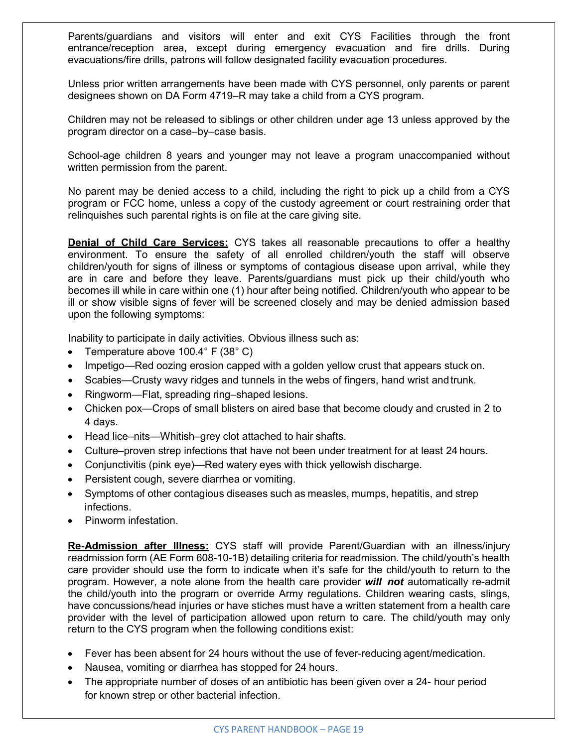Parents/guardians and visitors will enter and exit CYS Facilities through the front entrance/reception area, except during emergency evacuation and fire drills. During evacuations/fire drills, patrons will follow designated facility evacuation procedures.

Unless prior written arrangements have been made with CYS personnel, only parents or parent designees shown on DA Form 4719–R may take a child from a CYS program.

Children may not be released to siblings or other children under age 13 unless approved by the program director on a case–by–case basis.

School-age children 8 years and younger may not leave a program unaccompanied without written permission from the parent.

No parent may be denied access to a child, including the right to pick up a child from a CYS program or FCC home, unless a copy of the custody agreement or court restraining order that relinquishes such parental rights is on file at the care giving site.

**Denial of Child Care Services:** CYS takes all reasonable precautions to offer a healthy environment. To ensure the safety of all enrolled children/youth the staff will observe children/youth for signs of illness or symptoms of contagious disease upon arrival, while they are in care and before they leave. Parents/guardians must pick up their child/youth who becomes ill while in care within one (1) hour after being notified. Children/youth who appear to be ill or show visible signs of fever will be screened closely and may be denied admission based upon the following symptoms:

Inability to participate in daily activities. Obvious illness such as:

- Temperature above 100.4° F (38° C)
- Impetigo—Red oozing erosion capped with a golden yellow crust that appears stuck on.
- Scabies—Crusty wavy ridges and tunnels in the webs of fingers, hand wrist and trunk.
- Ringworm—Flat, spreading ring–shaped lesions.
- Chicken pox—Crops of small blisters on aired base that become cloudy and crusted in 2 to 4 days.
- Head lice–nits—Whitish–grey clot attached to hair shafts.
- Culture–proven strep infections that have not been under treatment for at least 24 hours.
- Conjunctivitis (pink eye)—Red watery eyes with thick yellowish discharge.
- Persistent cough, severe diarrhea or vomiting.
- Symptoms of other contagious diseases such as measles, mumps, hepatitis, and strep infections.
- Pinworm infestation.

**Re-Admission after Illness:** CYS staff will provide Parent/Guardian with an illness/injury readmission form (AE Form 608-10-1B) detailing criteria for readmission. The child/youth's health care provider should use the form to indicate when it's safe for the child/youth to return to the program. However, a note alone from the health care provider ***will not*** automatically re-admit the child/youth into the program or override Army regulations. Children wearing casts, slings, have concussions/head injuries or have stiches must have a written statement from a health care provider with the level of participation allowed upon return to care. The child/youth may only return to the CYS program when the following conditions exist:

- Fever has been absent for 24 hours without the use of fever-reducing agent/medication.
- Nausea, vomiting or diarrhea has stopped for 24 hours.
- The appropriate number of doses of an antibiotic has been given over a 24- hour period for known strep or other bacterial infection.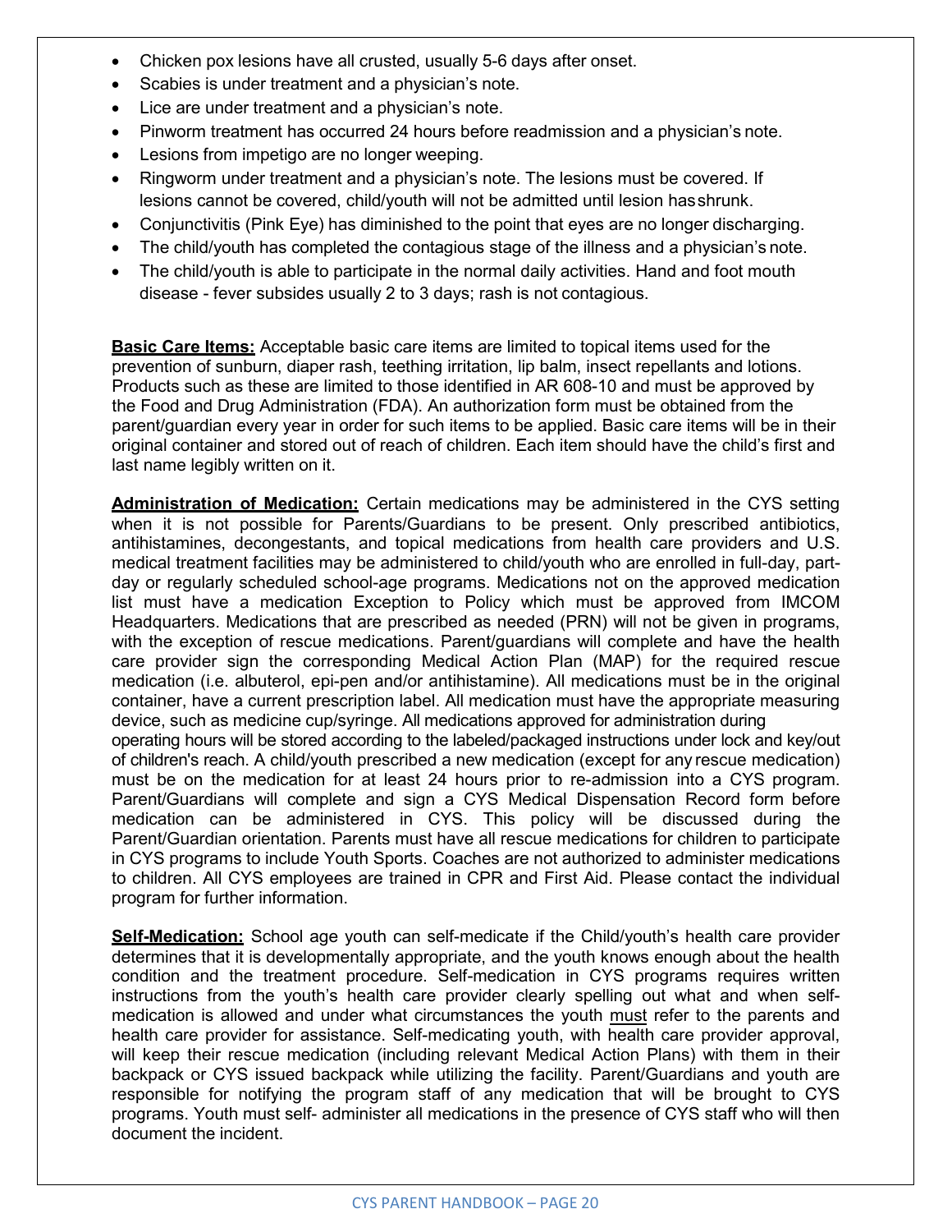- Chicken pox lesions have all crusted, usually 5-6 days after onset.
- Scabies is under treatment and a physician's note.
- Lice are under treatment and a physician's note.
- Pinworm treatment has occurred 24 hours before readmission and a physician's note.
- Lesions from impetigo are no longer weeping.
- Ringworm under treatment and a physician's note. The lesions must be covered. If lesions cannot be covered, child/youth will not be admitted until lesion has shrunk.
- Conjunctivitis (Pink Eye) has diminished to the point that eyes are no longer discharging.
- The child/youth has completed the contagious stage of the illness and a physician's note.
- The child/youth is able to participate in the normal daily activities. Hand and foot mouth disease - fever subsides usually 2 to 3 days; rash is not contagious.

**Basic Care Items:** Acceptable basic care items are limited to topical items used for the prevention of sunburn, diaper rash, teething irritation, lip balm, insect repellants and lotions. Products such as these are limited to those identified in AR 608-10 and must be approved by the Food and Drug Administration (FDA). An authorization form must be obtained from the parent/guardian every year in order for such items to be applied. Basic care items will be in their original container and stored out of reach of children. Each item should have the child's first and last name legibly written on it.

**Administration of Medication:** Certain medications may be administered in the CYS setting when it is not possible for Parents/Guardians to be present. Only prescribed antibiotics, antihistamines, decongestants, and topical medications from health care providers and U.S. medical treatment facilities may be administered to child/youth who are enrolled in full-day, part-day or regularly scheduled school-age programs. Medications not on the approved medication list must have a medication Exception to Policy which must be approved from IMCOM Headquarters. Medications that are prescribed as needed (PRN) will not be given in programs, with the exception of rescue medications. Parent/guardians will complete and have the health care provider sign the corresponding Medical Action Plan (MAP) for the required rescue medication (i.e. albuterol, epi-pen and/or antihistamine). All medications must be in the original container, have a current prescription label. All medication must have the appropriate measuring device, such as medicine cup/syringe. All medications approved for administration during operating hours will be stored according to the labeled/packaged instructions under lock and key/out of children's reach. A child/youth prescribed a new medication (except for any rescue medication) must be on the medication for at least 24 hours prior to re-admission into a CYS program. Parent/Guardians will complete and sign a CYS Medical Dispensation Record form before medication can be administered in CYS. This policy will be discussed during the Parent/Guardian orientation. Parents must have all rescue medications for children to participate in CYS programs to include Youth Sports. Coaches are not authorized to administer medications to children. All CYS employees are trained in CPR and First Aid. Please contact the individual program for further information.

**Self-Medication:** School age youth can self-medicate if the Child/youth's health care provider determines that it is developmentally appropriate, and the youth knows enough about the health condition and the treatment procedure. Self-medication in CYS programs requires written instructions from the youth's health care provider clearly spelling out what and when self-medication is allowed and under what circumstances the youth must refer to the parents and health care provider for assistance. Self-medicating youth, with health care provider approval, will keep their rescue medication (including relevant Medical Action Plans) with them in their backpack or CYS issued backpack while utilizing the facility. Parent/Guardians and youth are responsible for notifying the program staff of any medication that will be brought to CYS programs. Youth must self- administer all medications in the presence of CYS staff who will then document the incident.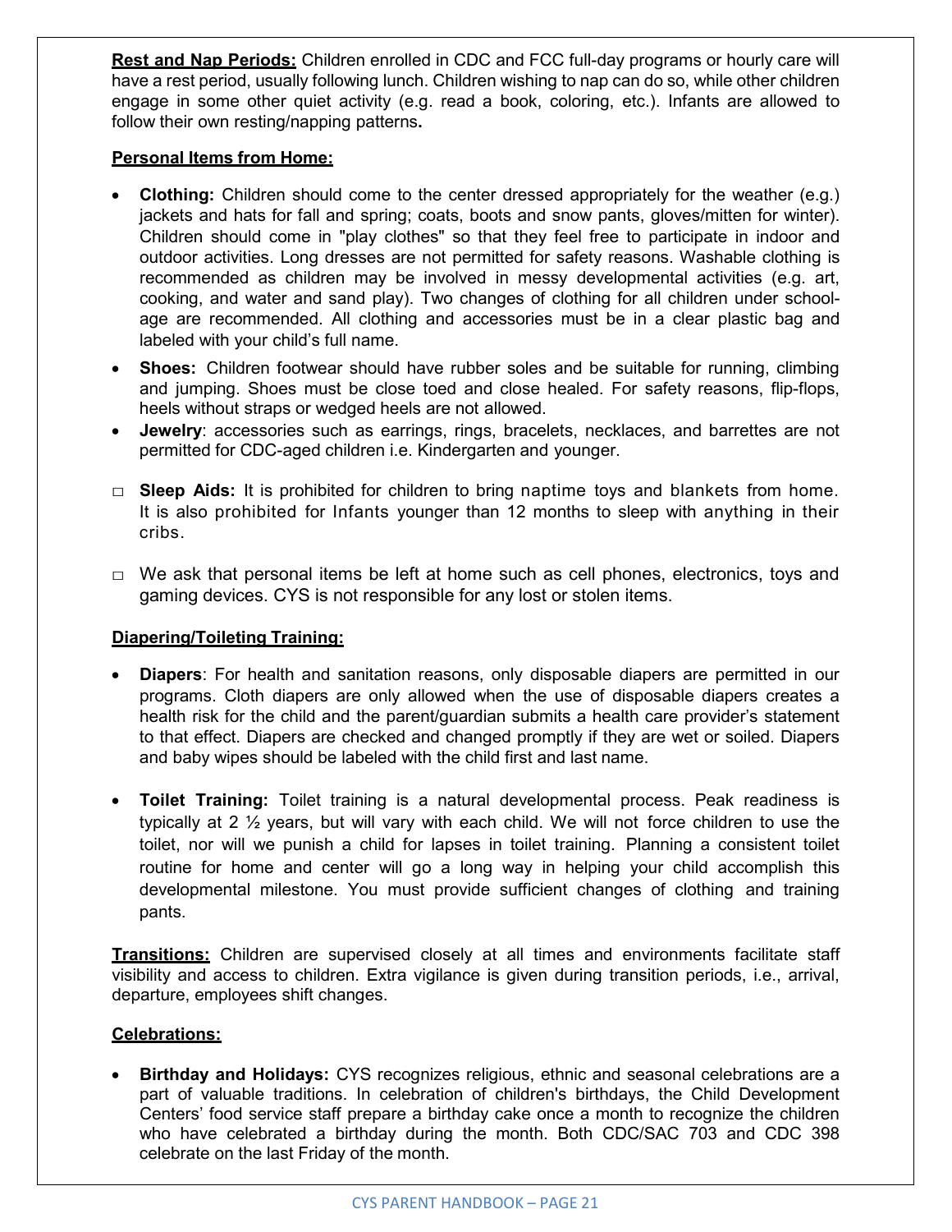**Rest and Nap Periods:** Children enrolled in CDC and FCC full-day programs or hourly care will have a rest period, usually following lunch. Children wishing to nap can do so, while other children engage in some other quiet activity (e.g. read a book, coloring, etc.). Infants are allowed to follow their own resting/napping patterns**.**

**Personal Items from Home:**

- **Clothing:** Children should come to the center dressed appropriately for the weather (e.g.) jackets and hats for fall and spring; coats, boots and snow pants, gloves/mitten for winter). Children should come in "play clothes" so that they feel free to participate in indoor and outdoor activities. Long dresses are not permitted for safety reasons. Washable clothing is recommended as children may be involved in messy developmental activities (e.g. art, cooking, and water and sand play). Two changes of clothing for all children under school-age are recommended. All clothing and accessories must be in a clear plastic bag and labeled with your child's full name.
- **Shoes:** Children footwear should have rubber soles and be suitable for running, climbing and jumping. Shoes must be close toed and close healed. For safety reasons, flip-flops, heels without straps or wedged heels are not allowed.
- **Jewelry**: accessories such as earrings, rings, bracelets, necklaces, and barrettes are not permitted for CDC-aged children i.e. Kindergarten and younger.

- **Sleep Aids:** It is prohibited for children to bring naptime toys and blankets from home. It is also prohibited for Infants younger than 12 months to sleep with anything in their cribs.

- We ask that personal items be left at home such as cell phones, electronics, toys and gaming devices. CYS is not responsible for any lost or stolen items.

**Diapering/Toileting Training:**

- **Diapers**: For health and sanitation reasons, only disposable diapers are permitted in our programs. Cloth diapers are only allowed when the use of disposable diapers creates a health risk for the child and the parent/guardian submits a health care provider's statement to that effect. Diapers are checked and changed promptly if they are wet or soiled. Diapers and baby wipes should be labeled with the child first and last name.

- **Toilet Training:** Toilet training is a natural developmental process. Peak readiness is typically at 2 ½ years, but will vary with each child. We will not force children to use the toilet, nor will we punish a child for lapses in toilet training. Planning a consistent toilet routine for home and center will go a long way in helping your child accomplish this developmental milestone. You must provide sufficient changes of clothing and training pants.

**Transitions:** Children are supervised closely at all times and environments facilitate staff visibility and access to children. Extra vigilance is given during transition periods, i.e., arrival, departure, employees shift changes.

**Celebrations:**

- **Birthday and Holidays:** CYS recognizes religious, ethnic and seasonal celebrations are a part of valuable traditions. In celebration of children's birthdays, the Child Development Centers' food service staff prepare a birthday cake once a month to recognize the children who have celebrated a birthday during the month. Both CDC/SAC 703 and CDC 398 celebrate on the last Friday of the month.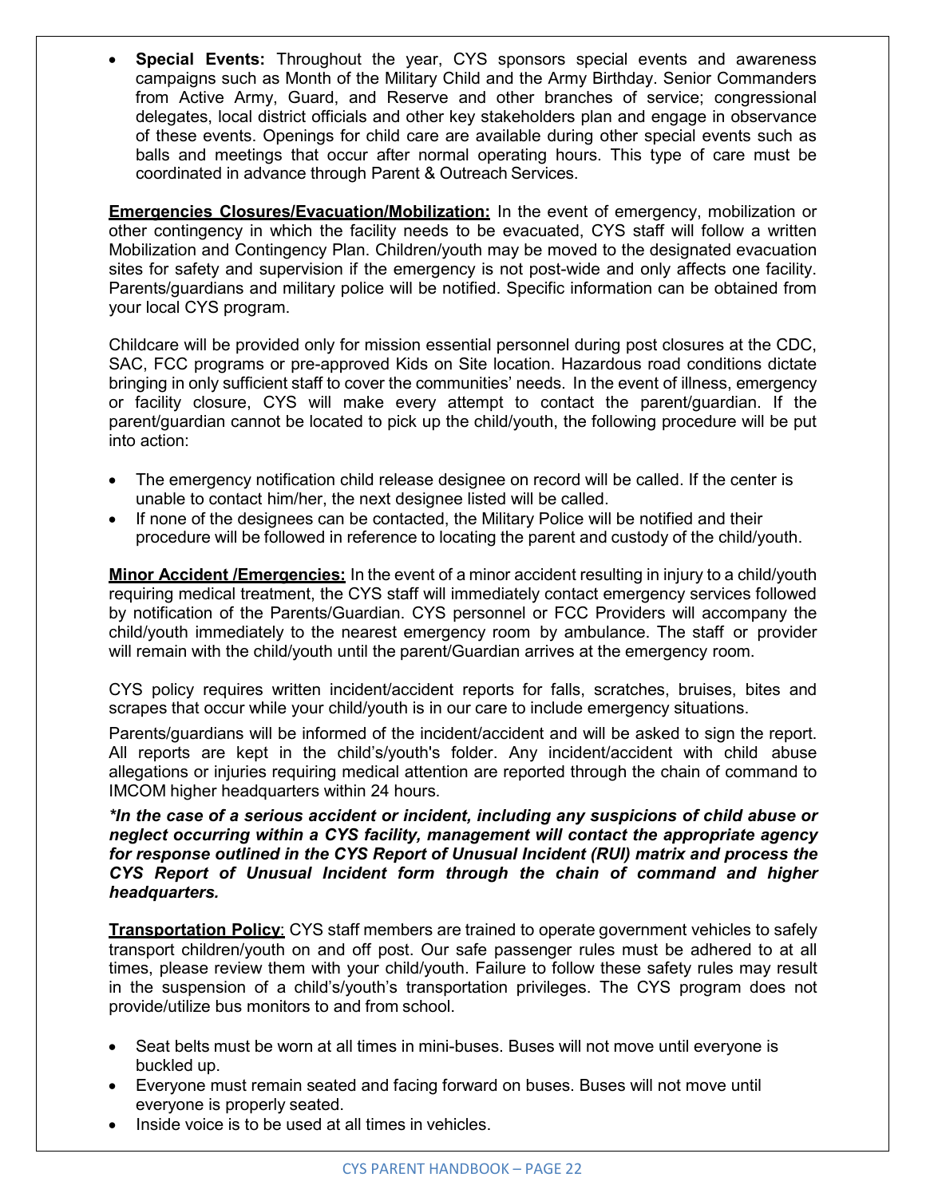- **Special Events:** Throughout the year, CYS sponsors special events and awareness campaigns such as Month of the Military Child and the Army Birthday. Senior Commanders from Active Army, Guard, and Reserve and other branches of service; congressional delegates, local district officials and other key stakeholders plan and engage in observance of these events. Openings for child care are available during other special events such as balls and meetings that occur after normal operating hours. This type of care must be coordinated in advance through Parent & Outreach Services.

**Emergencies Closures/Evacuation/Mobilization:** In the event of emergency, mobilization or other contingency in which the facility needs to be evacuated, CYS staff will follow a written Mobilization and Contingency Plan. Children/youth may be moved to the designated evacuation sites for safety and supervision if the emergency is not post-wide and only affects one facility. Parents/guardians and military police will be notified. Specific information can be obtained from your local CYS program.

Childcare will be provided only for mission essential personnel during post closures at the CDC, SAC, FCC programs or pre-approved Kids on Site location. Hazardous road conditions dictate bringing in only sufficient staff to cover the communities' needs. In the event of illness, emergency or facility closure, CYS will make every attempt to contact the parent/guardian. If the parent/guardian cannot be located to pick up the child/youth, the following procedure will be put into action:

- The emergency notification child release designee on record will be called. If the center is unable to contact him/her, the next designee listed will be called.
- If none of the designees can be contacted, the Military Police will be notified and their procedure will be followed in reference to locating the parent and custody of the child/youth.

**Minor Accident /Emergencies:** In the event of a minor accident resulting in injury to a child/youth requiring medical treatment, the CYS staff will immediately contact emergency services followed by notification of the Parents/Guardian. CYS personnel or FCC Providers will accompany the child/youth immediately to the nearest emergency room by ambulance. The staff or provider will remain with the child/youth until the parent/Guardian arrives at the emergency room.

CYS policy requires written incident/accident reports for falls, scratches, bruises, bites and scrapes that occur while your child/youth is in our care to include emergency situations.

Parents/guardians will be informed of the incident/accident and will be asked to sign the report. All reports are kept in the child's/youth's folder. Any incident/accident with child abuse allegations or injuries requiring medical attention are reported through the chain of command to IMCOM higher headquarters within 24 hours.

***\*In the case of a serious accident or incident, including any suspicions of child abuse or neglect occurring within a CYS facility, management will contact the appropriate agency for response outlined in the CYS Report of Unusual Incident (RUI) matrix and process the CYS Report of Unusual Incident form through the chain of command and higher headquarters.***

**Transportation Policy**: CYS staff members are trained to operate government vehicles to safely transport children/youth on and off post. Our safe passenger rules must be adhered to at all times, please review them with your child/youth. Failure to follow these safety rules may result in the suspension of a child's/youth's transportation privileges. The CYS program does not provide/utilize bus monitors to and from school.

- Seat belts must be worn at all times in mini-buses. Buses will not move until everyone is buckled up.
- Everyone must remain seated and facing forward on buses. Buses will not move until everyone is properly seated.
- Inside voice is to be used at all times in vehicles.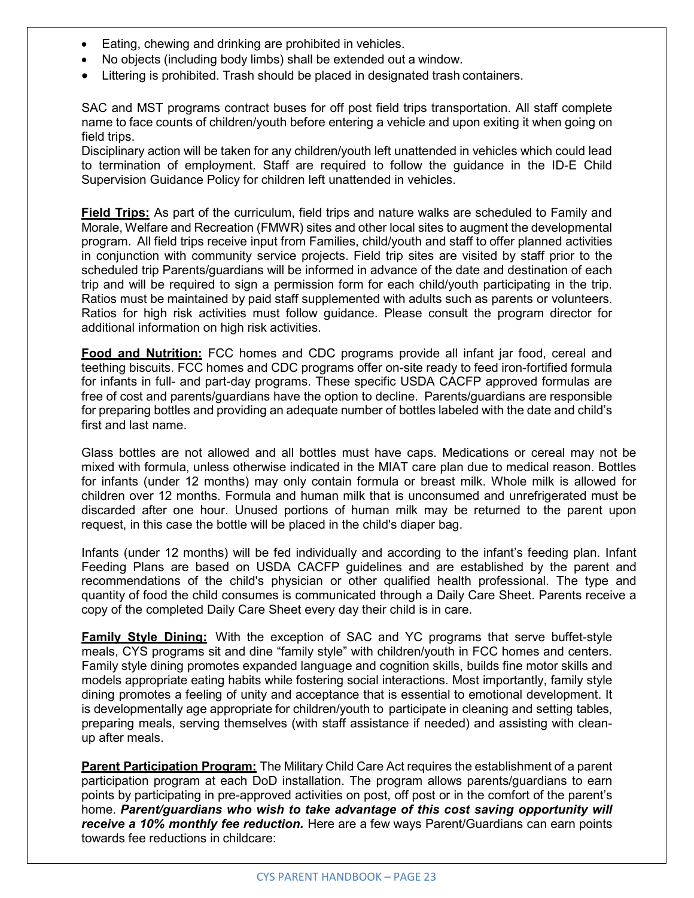- Eating, chewing and drinking are prohibited in vehicles.
- No objects (including body limbs) shall be extended out a window.
- Littering is prohibited. Trash should be placed in designated trash containers.

SAC and MST programs contract buses for off post field trips transportation. All staff complete name to face counts of children/youth before entering a vehicle and upon exiting it when going on field trips.
Disciplinary action will be taken for any children/youth left unattended in vehicles which could lead to termination of employment. Staff are required to follow the guidance in the ID-E Child Supervision Guidance Policy for children left unattended in vehicles.

**Field Trips:** As part of the curriculum, field trips and nature walks are scheduled to Family and Morale, Welfare and Recreation (FMWR) sites and other local sites to augment the developmental program. All field trips receive input from Families, child/youth and staff to offer planned activities in conjunction with community service projects. Field trip sites are visited by staff prior to the scheduled trip Parents/guardians will be informed in advance of the date and destination of each trip and will be required to sign a permission form for each child/youth participating in the trip. Ratios must be maintained by paid staff supplemented with adults such as parents or volunteers. Ratios for high risk activities must follow guidance. Please consult the program director for additional information on high risk activities.

**Food and Nutrition:** FCC homes and CDC programs provide all infant jar food, cereal and teething biscuits. FCC homes and CDC programs offer on-site ready to feed iron-fortified formula for infants in full- and part-day programs. These specific USDA CACFP approved formulas are free of cost and parents/guardians have the option to decline. Parents/guardians are responsible for preparing bottles and providing an adequate number of bottles labeled with the date and child's first and last name.

Glass bottles are not allowed and all bottles must have caps. Medications or cereal may not be mixed with formula, unless otherwise indicated in the MIAT care plan due to medical reason. Bottles for infants (under 12 months) may only contain formula or breast milk. Whole milk is allowed for children over 12 months. Formula and human milk that is unconsumed and unrefrigerated must be discarded after one hour. Unused portions of human milk may be returned to the parent upon request, in this case the bottle will be placed in the child's diaper bag.

Infants (under 12 months) will be fed individually and according to the infant's feeding plan. Infant Feeding Plans are based on USDA CACFP guidelines and are established by the parent and recommendations of the child's physician or other qualified health professional. The type and quantity of food the child consumes is communicated through a Daily Care Sheet. Parents receive a copy of the completed Daily Care Sheet every day their child is in care.

**Family Style Dining:** With the exception of SAC and YC programs that serve buffet-style meals, CYS programs sit and dine "family style" with children/youth in FCC homes and centers. Family style dining promotes expanded language and cognition skills, builds fine motor skills and models appropriate eating habits while fostering social interactions. Most importantly, family style dining promotes a feeling of unity and acceptance that is essential to emotional development. It is developmentally age appropriate for children/youth to participate in cleaning and setting tables, preparing meals, serving themselves (with staff assistance if needed) and assisting with clean-up after meals.

**Parent Participation Program:** The Military Child Care Act requires the establishment of a parent participation program at each DoD installation. The program allows parents/guardians to earn points by participating in pre-approved activities on post, off post or in the comfort of the parent's home. ***Parent/guardians who wish to take advantage of this cost saving opportunity will receive a 10% monthly fee reduction.*** Here are a few ways Parent/Guardians can earn points towards fee reductions in childcare: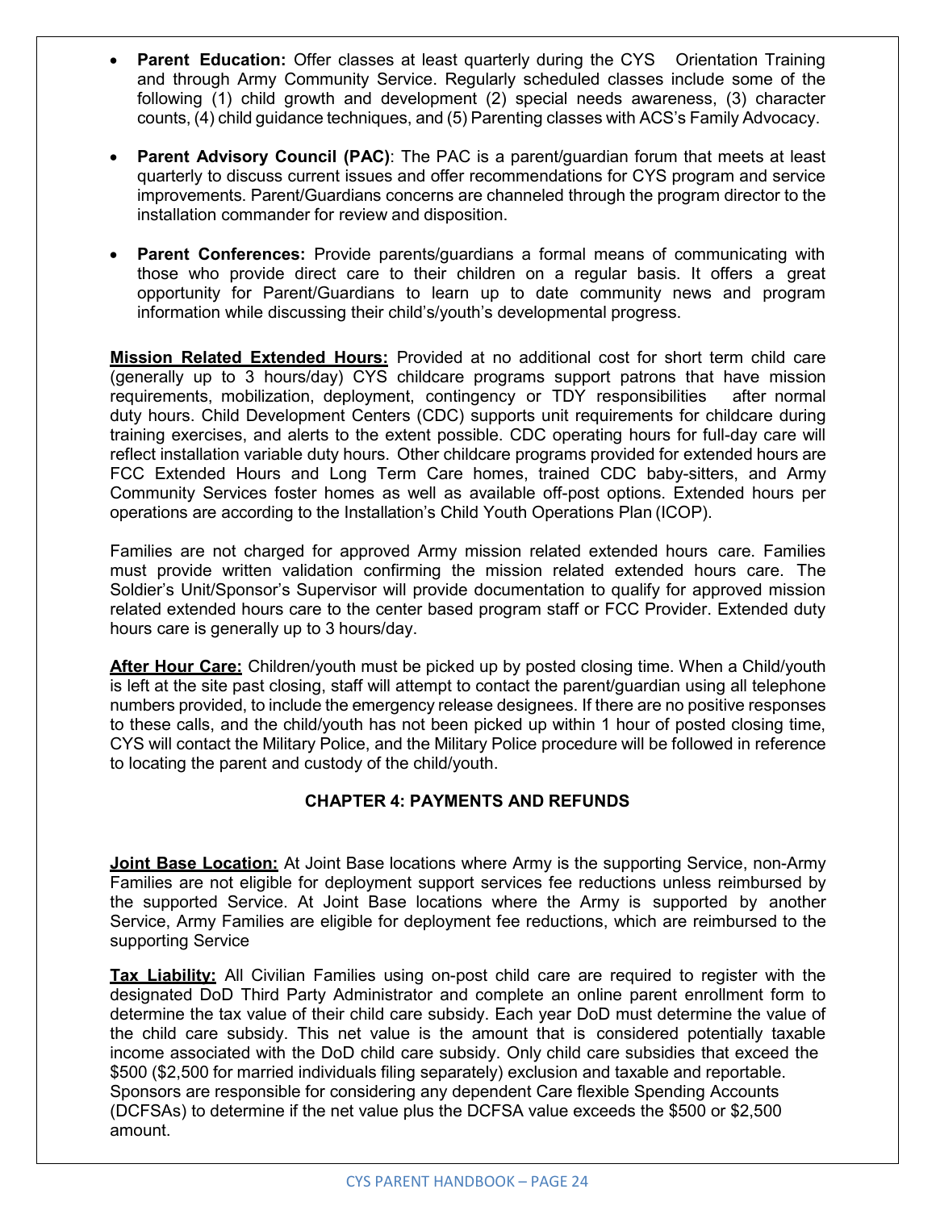- **Parent Education:** Offer classes at least quarterly during the CYS Orientation Training and through Army Community Service. Regularly scheduled classes include some of the following (1) child growth and development (2) special needs awareness, (3) character counts, (4) child guidance techniques, and (5) Parenting classes with ACS's Family Advocacy.

- **Parent Advisory Council (PAC)**: The PAC is a parent/guardian forum that meets at least quarterly to discuss current issues and offer recommendations for CYS program and service improvements. Parent/Guardians concerns are channeled through the program director to the installation commander for review and disposition.

- **Parent Conferences:** Provide parents/guardians a formal means of communicating with those who provide direct care to their children on a regular basis. It offers a great opportunity for Parent/Guardians to learn up to date community news and program information while discussing their child's/youth's developmental progress.

**Mission Related Extended Hours:** Provided at no additional cost for short term child care (generally up to 3 hours/day) CYS childcare programs support patrons that have mission requirements, mobilization, deployment, contingency or TDY responsibilities after normal duty hours. Child Development Centers (CDC) supports unit requirements for childcare during training exercises, and alerts to the extent possible. CDC operating hours for full-day care will reflect installation variable duty hours. Other childcare programs provided for extended hours are FCC Extended Hours and Long Term Care homes, trained CDC baby-sitters, and Army Community Services foster homes as well as available off-post options. Extended hours per operations are according to the Installation's Child Youth Operations Plan (ICOP).

Families are not charged for approved Army mission related extended hours care. Families must provide written validation confirming the mission related extended hours care. The Soldier's Unit/Sponsor's Supervisor will provide documentation to qualify for approved mission related extended hours care to the center based program staff or FCC Provider. Extended duty hours care is generally up to 3 hours/day.

**After Hour Care:** Children/youth must be picked up by posted closing time. When a Child/youth is left at the site past closing, staff will attempt to contact the parent/guardian using all telephone numbers provided, to include the emergency release designees. If there are no positive responses to these calls, and the child/youth has not been picked up within 1 hour of posted closing time, CYS will contact the Military Police, and the Military Police procedure will be followed in reference to locating the parent and custody of the child/youth.

## CHAPTER 4: PAYMENTS AND REFUNDS

**Joint Base Location:** At Joint Base locations where Army is the supporting Service, non-Army Families are not eligible for deployment support services fee reductions unless reimbursed by the supported Service. At Joint Base locations where the Army is supported by another Service, Army Families are eligible for deployment fee reductions, which are reimbursed to the supporting Service

**Tax Liability:** All Civilian Families using on-post child care are required to register with the designated DoD Third Party Administrator and complete an online parent enrollment form to determine the tax value of their child care subsidy. Each year DoD must determine the value of the child care subsidy. This net value is the amount that is considered potentially taxable income associated with the DoD child care subsidy. Only child care subsidies that exceed the $500 ($2,500 for married individuals filing separately) exclusion and taxable and reportable. Sponsors are responsible for considering any dependent Care flexible Spending Accounts (DCFSAs) to determine if the net value plus the DCFSA value exceeds the $500 or $2,500 amount.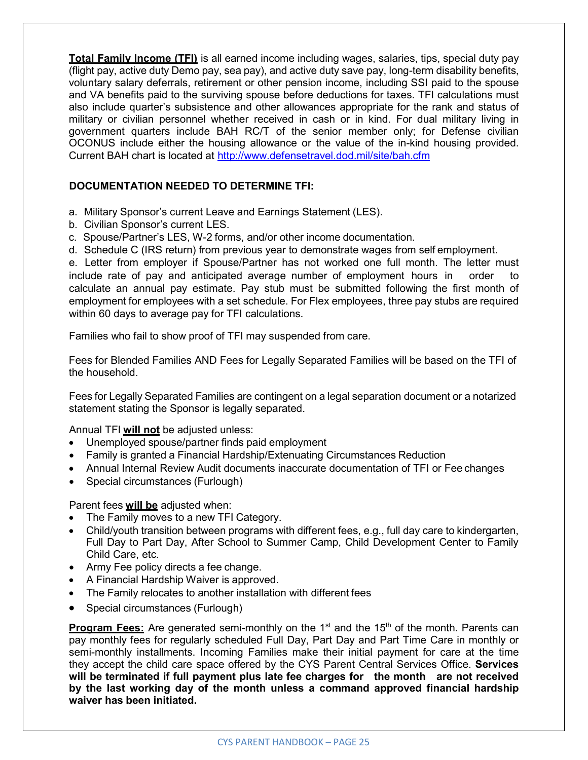**Total Family Income (TFI)** is all earned income including wages, salaries, tips, special duty pay (flight pay, active duty Demo pay, sea pay), and active duty save pay, long-term disability benefits, voluntary salary deferrals, retirement or other pension income, including SSI paid to the spouse and VA benefits paid to the surviving spouse before deductions for taxes. TFI calculations must also include quarter's subsistence and other allowances appropriate for the rank and status of military or civilian personnel whether received in cash or in kind. For dual military living in government quarters include BAH RC/T of the senior member only; for Defense civilian OCONUS include either the housing allowance or the value of the in-kind housing provided. Current BAH chart is located at http://www.defensetravel.dod.mil/site/bah.cfm

**DOCUMENTATION NEEDED TO DETERMINE TFI:**

a. Military Sponsor's current Leave and Earnings Statement (LES).
b. Civilian Sponsor's current LES.
c. Spouse/Partner's LES, W-2 forms, and/or other income documentation.
d. Schedule C (IRS return) from previous year to demonstrate wages from self employment.
e. Letter from employer if Spouse/Partner has not worked one full month. The letter must include rate of pay and anticipated average number of employment hours in order to calculate an annual pay estimate. Pay stub must be submitted following the first month of employment for employees with a set schedule. For Flex employees, three pay stubs are required within 60 days to average pay for TFI calculations.

Families who fail to show proof of TFI may suspended from care.

Fees for Blended Families AND Fees for Legally Separated Families will be based on the TFI of the household.

Fees for Legally Separated Families are contingent on a legal separation document or a notarized statement stating the Sponsor is legally separated.

Annual TFI **will not** be adjusted unless:

- Unemployed spouse/partner finds paid employment
- Family is granted a Financial Hardship/Extenuating Circumstances Reduction
- Annual Internal Review Audit documents inaccurate documentation of TFI or Fee changes
- Special circumstances (Furlough)

Parent fees **will be** adjusted when:

- The Family moves to a new TFI Category.
- Child/youth transition between programs with different fees, e.g., full day care to kindergarten, Full Day to Part Day, After School to Summer Camp, Child Development Center to Family Child Care, etc.
- Army Fee policy directs a fee change.
- A Financial Hardship Waiver is approved.
- The Family relocates to another installation with different fees
- Special circumstances (Furlough)

**Program Fees:** Are generated semi-monthly on the 1st and the 15th of the month. Parents can pay monthly fees for regularly scheduled Full Day, Part Day and Part Time Care in monthly or semi-monthly installments. Incoming Families make their initial payment for care at the time they accept the child care space offered by the CYS Parent Central Services Office. **Services will be terminated if full payment plus late fee charges for the month are not received by the last working day of the month unless a command approved financial hardship waiver has been initiated.**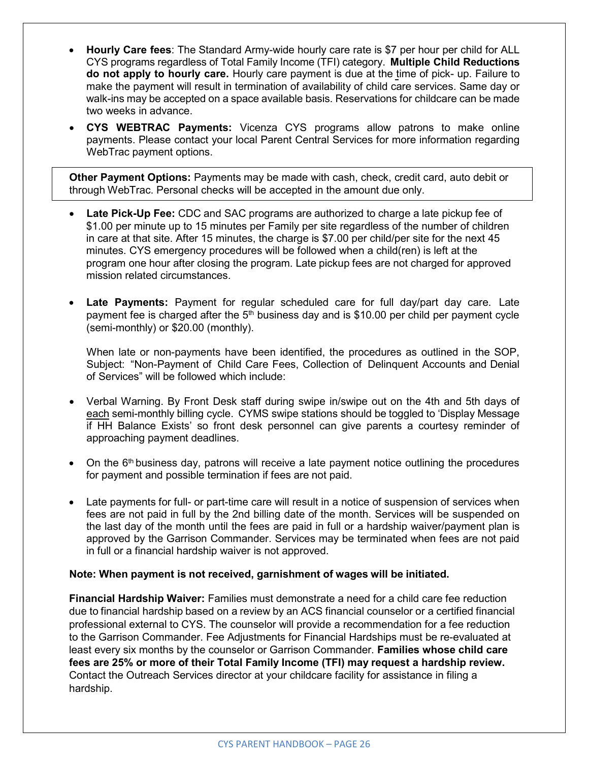- **Hourly Care fees**: The Standard Army-wide hourly care rate is $7 per hour per child for ALL CYS programs regardless of Total Family Income (TFI) category. **Multiple Child Reductions do not apply to hourly care.** Hourly care payment is due at the time of pick- up. Failure to make the payment will result in termination of availability of child care services. Same day or walk-ins may be accepted on a space available basis. Reservations for childcare can be made two weeks in advance.
- **CYS WEBTRAC Payments:** Vicenza CYS programs allow patrons to make online payments. Please contact your local Parent Central Services for more information regarding WebTrac payment options.

**Other Payment Options:** Payments may be made with cash, check, credit card, auto debit or through WebTrac. Personal checks will be accepted in the amount due only.

- **Late Pick-Up Fee:** CDC and SAC programs are authorized to charge a late pickup fee of $1.00 per minute up to 15 minutes per Family per site regardless of the number of children in care at that site. After 15 minutes, the charge is $7.00 per child/per site for the next 45 minutes. CYS emergency procedures will be followed when a child(ren) is left at the program one hour after closing the program. Late pickup fees are not charged for approved mission related circumstances.

- **Late Payments:** Payment for regular scheduled care for full day/part day care. Late payment fee is charged after the 5th business day and is $10.00 per child per payment cycle (semi-monthly) or $20.00 (monthly).

  When late or non-payments have been identified, the procedures as outlined in the SOP, Subject: "Non-Payment of Child Care Fees, Collection of Delinquent Accounts and Denial of Services" will be followed which include:

- Verbal Warning. By Front Desk staff during swipe in/swipe out on the 4th and 5th days of each semi-monthly billing cycle. CYMS swipe stations should be toggled to 'Display Message if HH Balance Exists' so front desk personnel can give parents a courtesy reminder of approaching payment deadlines.

- On the 6th business day, patrons will receive a late payment notice outlining the procedures for payment and possible termination if fees are not paid.

- Late payments for full- or part-time care will result in a notice of suspension of services when fees are not paid in full by the 2nd billing date of the month. Services will be suspended on the last day of the month until the fees are paid in full or a hardship waiver/payment plan is approved by the Garrison Commander. Services may be terminated when fees are not paid in full or a financial hardship waiver is not approved.

**Note: When payment is not received, garnishment of wages will be initiated.**

**Financial Hardship Waiver:** Families must demonstrate a need for a child care fee reduction due to financial hardship based on a review by an ACS financial counselor or a certified financial professional external to CYS. The counselor will provide a recommendation for a fee reduction to the Garrison Commander. Fee Adjustments for Financial Hardships must be re-evaluated at least every six months by the counselor or Garrison Commander. **Families whose child care fees are 25% or more of their Total Family Income (TFI) may request a hardship review.** Contact the Outreach Services director at your childcare facility for assistance in filing a hardship.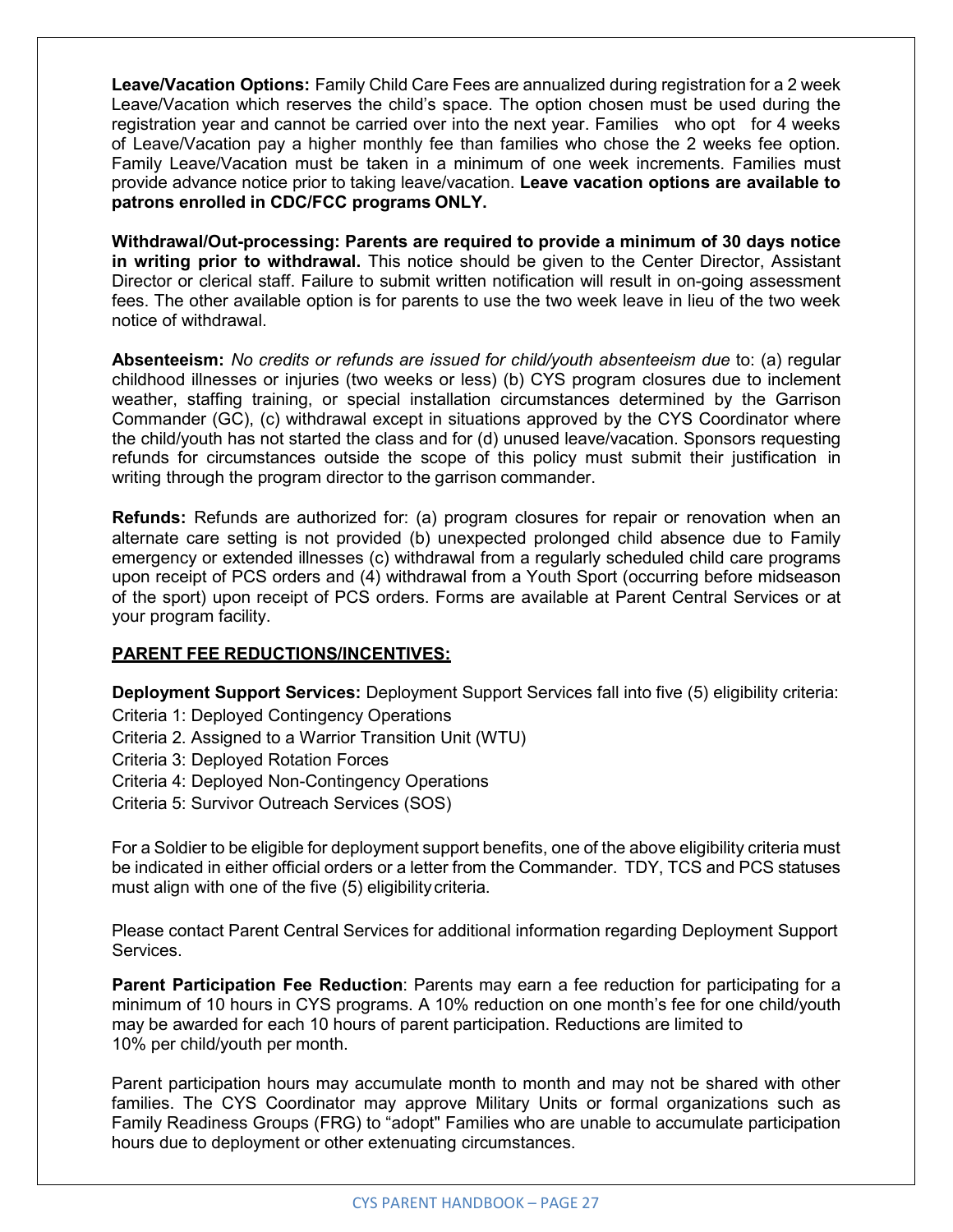**Leave/Vacation Options:** Family Child Care Fees are annualized during registration for a 2 week Leave/Vacation which reserves the child's space. The option chosen must be used during the registration year and cannot be carried over into the next year. Families who opt for 4 weeks of Leave/Vacation pay a higher monthly fee than families who chose the 2 weeks fee option. Family Leave/Vacation must be taken in a minimum of one week increments. Families must provide advance notice prior to taking leave/vacation. **Leave vacation options are available to patrons enrolled in CDC/FCC programs ONLY.**

**Withdrawal/Out-processing: Parents are required to provide a minimum of 30 days notice in writing prior to withdrawal.** This notice should be given to the Center Director, Assistant Director or clerical staff. Failure to submit written notification will result in on-going assessment fees. The other available option is for parents to use the two week leave in lieu of the two week notice of withdrawal.

**Absenteeism:** *No credits or refunds are issued for child/youth absenteeism due* to: (a) regular childhood illnesses or injuries (two weeks or less) (b) CYS program closures due to inclement weather, staffing training, or special installation circumstances determined by the Garrison Commander (GC), (c) withdrawal except in situations approved by the CYS Coordinator where the child/youth has not started the class and for (d) unused leave/vacation. Sponsors requesting refunds for circumstances outside the scope of this policy must submit their justification in writing through the program director to the garrison commander.

**Refunds:** Refunds are authorized for: (a) program closures for repair or renovation when an alternate care setting is not provided (b) unexpected prolonged child absence due to Family emergency or extended illnesses (c) withdrawal from a regularly scheduled child care programs upon receipt of PCS orders and (4) withdrawal from a Youth Sport (occurring before midseason of the sport) upon receipt of PCS orders. Forms are available at Parent Central Services or at your program facility.

**PARENT FEE REDUCTIONS/INCENTIVES:**

**Deployment Support Services:** Deployment Support Services fall into five (5) eligibility criteria:

Criteria 1: Deployed Contingency Operations
Criteria 2. Assigned to a Warrior Transition Unit (WTU)
Criteria 3: Deployed Rotation Forces
Criteria 4: Deployed Non-Contingency Operations
Criteria 5: Survivor Outreach Services (SOS)

For a Soldier to be eligible for deployment support benefits, one of the above eligibility criteria must be indicated in either official orders or a letter from the Commander. TDY, TCS and PCS statuses must align with one of the five (5) eligibility criteria.

Please contact Parent Central Services for additional information regarding Deployment Support Services.

**Parent Participation Fee Reduction**: Parents may earn a fee reduction for participating for a minimum of 10 hours in CYS programs. A 10% reduction on one month's fee for one child/youth may be awarded for each 10 hours of parent participation. Reductions are limited to 10% per child/youth per month.

Parent participation hours may accumulate month to month and may not be shared with other families. The CYS Coordinator may approve Military Units or formal organizations such as Family Readiness Groups (FRG) to "adopt" Families who are unable to accumulate participation hours due to deployment or other extenuating circumstances.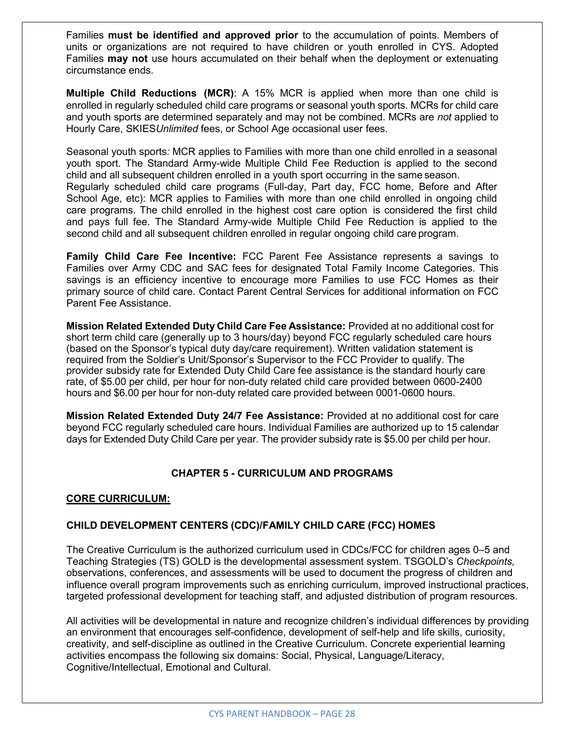Families **must be identified and approved prior** to the accumulation of points. Members of units or organizations are not required to have children or youth enrolled in CYS. Adopted Families **may not** use hours accumulated on their behalf when the deployment or extenuating circumstance ends.

**Multiple Child Reductions (MCR)**: A 15% MCR is applied when more than one child is enrolled in regularly scheduled child care programs or seasonal youth sports. MCRs for child care and youth sports are determined separately and may not be combined. MCRs are *not* applied to Hourly Care, SKIES*Unlimited* fees, or School Age occasional user fees.

Seasonal youth sports*:* MCR applies to Families with more than one child enrolled in a seasonal youth sport. The Standard Army-wide Multiple Child Fee Reduction is applied to the second child and all subsequent children enrolled in a youth sport occurring in the same season.
Regularly scheduled child care programs (Full-day, Part day, FCC home, Before and After School Age, etc): MCR applies to Families with more than one child enrolled in ongoing child care programs. The child enrolled in the highest cost care option is considered the first child and pays full fee. The Standard Army-wide Multiple Child Fee Reduction is applied to the second child and all subsequent children enrolled in regular ongoing child care program.

**Family Child Care Fee Incentive:** FCC Parent Fee Assistance represents a savings to Families over Army CDC and SAC fees for designated Total Family Income Categories. This savings is an efficiency incentive to encourage more Families to use FCC Homes as their primary source of child care. Contact Parent Central Services for additional information on FCC Parent Fee Assistance.

**Mission Related Extended Duty Child Care Fee Assistance:** Provided at no additional cost for short term child care (generally up to 3 hours/day) beyond FCC regularly scheduled care hours (based on the Sponsor's typical duty day/care requirement). Written validation statement is required from the Soldier's Unit/Sponsor's Supervisor to the FCC Provider to qualify. The provider subsidy rate for Extended Duty Child Care fee assistance is the standard hourly care rate, of $5.00 per child, per hour for non-duty related child care provided between 0600-2400 hours and $6.00 per hour for non-duty related care provided between 0001-0600 hours.

**Mission Related Extended Duty 24/7 Fee Assistance:** Provided at no additional cost for care beyond FCC regularly scheduled care hours. Individual Families are authorized up to 15 calendar days for Extended Duty Child Care per year. The provider subsidy rate is $5.00 per child per hour.

## CHAPTER 5 - CURRICULUM AND PROGRAMS

### CORE CURRICULUM:

### CHILD DEVELOPMENT CENTERS (CDC)/FAMILY CHILD CARE (FCC) HOMES

The Creative Curriculum is the authorized curriculum used in CDCs/FCC for children ages 0–5 and Teaching Strategies (TS) GOLD is the developmental assessment system. TSGOLD's *Checkpoints,* observations, conferences, and assessments will be used to document the progress of children and influence overall program improvements such as enriching curriculum, improved instructional practices, targeted professional development for teaching staff, and adjusted distribution of program resources.

All activities will be developmental in nature and recognize children's individual differences by providing an environment that encourages self-confidence, development of self-help and life skills, curiosity, creativity, and self-discipline as outlined in the Creative Curriculum. Concrete experiential learning activities encompass the following six domains: Social, Physical, Language/Literacy, Cognitive/Intellectual, Emotional and Cultural.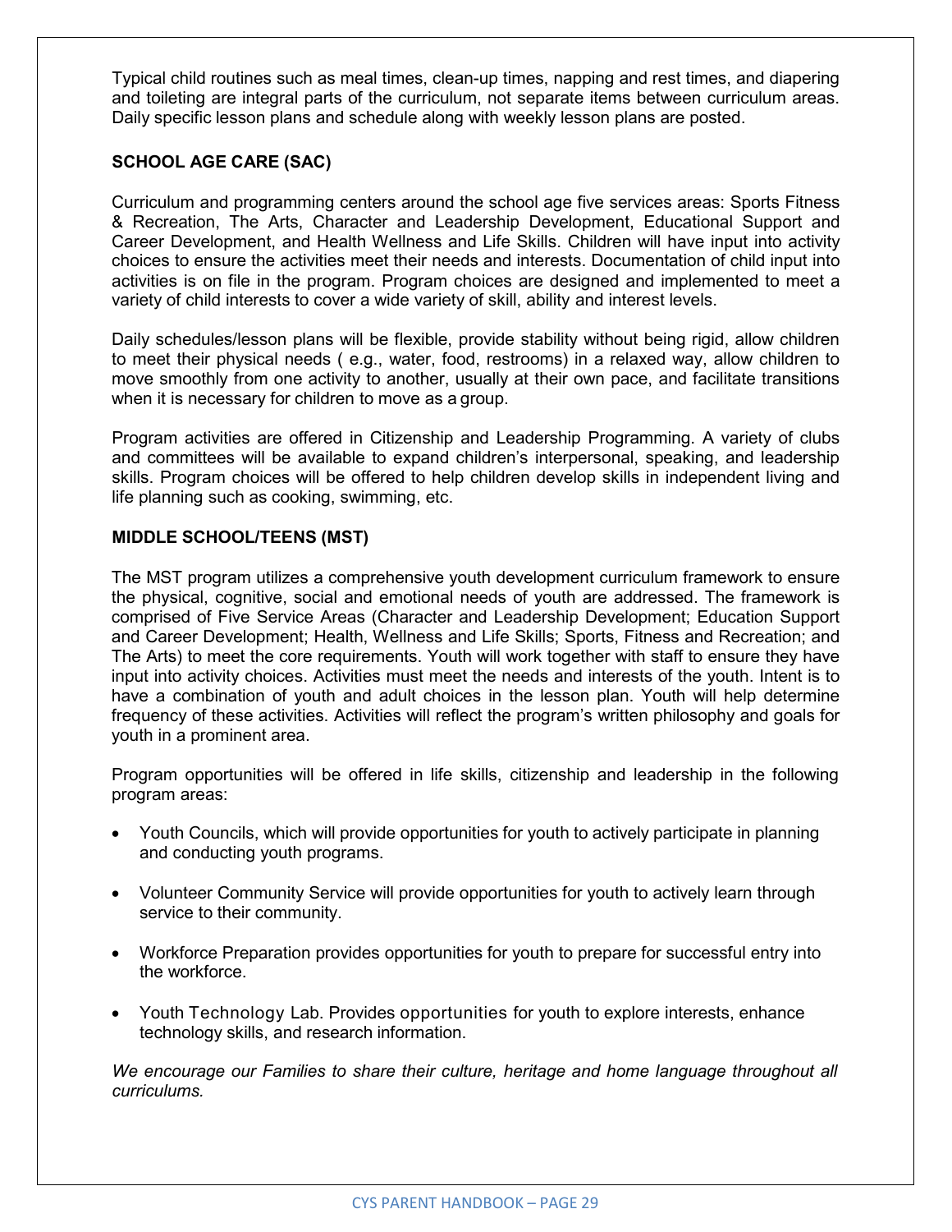Typical child routines such as meal times, clean-up times, napping and rest times, and diapering and toileting are integral parts of the curriculum, not separate items between curriculum areas. Daily specific lesson plans and schedule along with weekly lesson plans are posted.

**SCHOOL AGE CARE (SAC)**

Curriculum and programming centers around the school age five services areas: Sports Fitness & Recreation, The Arts, Character and Leadership Development, Educational Support and Career Development, and Health Wellness and Life Skills. Children will have input into activity choices to ensure the activities meet their needs and interests. Documentation of child input into activities is on file in the program. Program choices are designed and implemented to meet a variety of child interests to cover a wide variety of skill, ability and interest levels.

Daily schedules/lesson plans will be flexible, provide stability without being rigid, allow children to meet their physical needs ( e.g., water, food, restrooms) in a relaxed way, allow children to move smoothly from one activity to another, usually at their own pace, and facilitate transitions when it is necessary for children to move as a group.

Program activities are offered in Citizenship and Leadership Programming. A variety of clubs and committees will be available to expand children's interpersonal, speaking, and leadership skills. Program choices will be offered to help children develop skills in independent living and life planning such as cooking, swimming, etc.

**MIDDLE SCHOOL/TEENS (MST)**

The MST program utilizes a comprehensive youth development curriculum framework to ensure the physical, cognitive, social and emotional needs of youth are addressed. The framework is comprised of Five Service Areas (Character and Leadership Development; Education Support and Career Development; Health, Wellness and Life Skills; Sports, Fitness and Recreation; and The Arts) to meet the core requirements. Youth will work together with staff to ensure they have input into activity choices. Activities must meet the needs and interests of the youth. Intent is to have a combination of youth and adult choices in the lesson plan. Youth will help determine frequency of these activities. Activities will reflect the program's written philosophy and goals for youth in a prominent area.

Program opportunities will be offered in life skills, citizenship and leadership in the following program areas:

- Youth Councils, which will provide opportunities for youth to actively participate in planning and conducting youth programs.
- Volunteer Community Service will provide opportunities for youth to actively learn through service to their community.
- Workforce Preparation provides opportunities for youth to prepare for successful entry into the workforce.
- Youth Technology Lab. Provides opportunities for youth to explore interests, enhance technology skills, and research information.

*We encourage our Families to share their culture, heritage and home language throughout all curriculums.*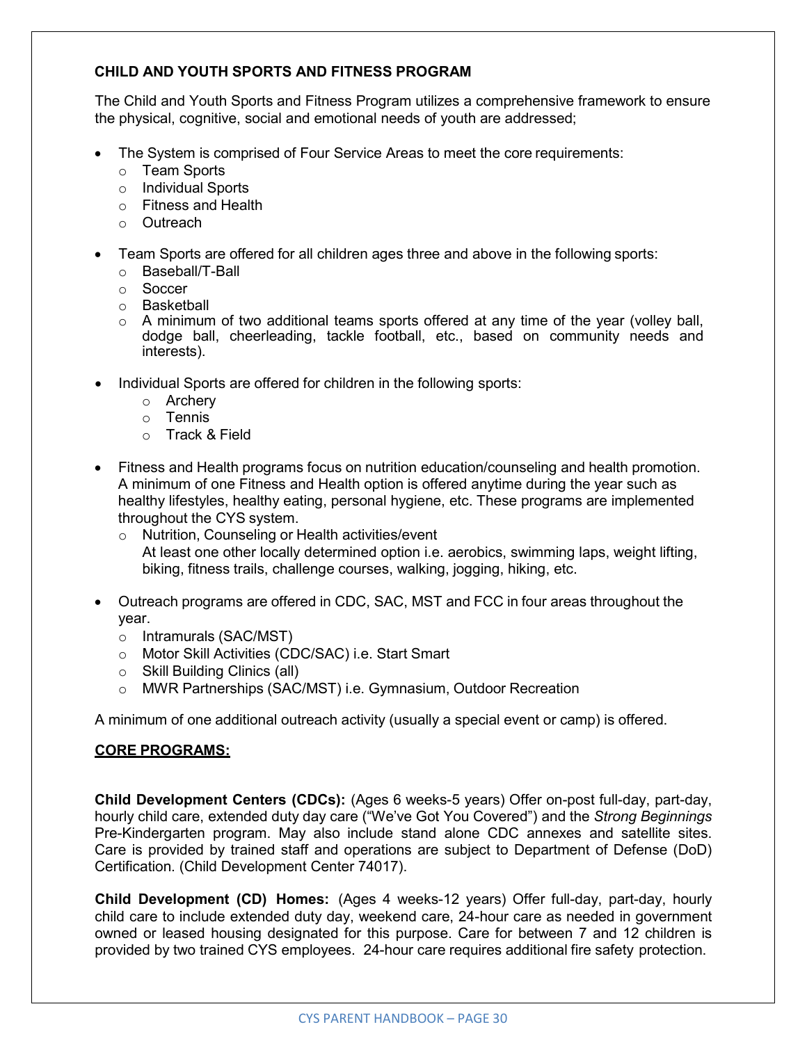### CHILD AND YOUTH SPORTS AND FITNESS PROGRAM

The Child and Youth Sports and Fitness Program utilizes a comprehensive framework to ensure the physical, cognitive, social and emotional needs of youth are addressed;

- The System is comprised of Four Service Areas to meet the core requirements:
  - Team Sports
  - Individual Sports
  - Fitness and Health
  - Outreach
- Team Sports are offered for all children ages three and above in the following sports:
  - Baseball/T-Ball
  - Soccer
  - Basketball
  - A minimum of two additional teams sports offered at any time of the year (volley ball, dodge ball, cheerleading, tackle football, etc., based on community needs and interests).
- Individual Sports are offered for children in the following sports:
  - Archery
  - Tennis
  - Track & Field
- Fitness and Health programs focus on nutrition education/counseling and health promotion. A minimum of one Fitness and Health option is offered anytime during the year such as healthy lifestyles, healthy eating, personal hygiene, etc. These programs are implemented throughout the CYS system.
  - Nutrition, Counseling or Health activities/event
    At least one other locally determined option i.e. aerobics, swimming laps, weight lifting, biking, fitness trails, challenge courses, walking, jogging, hiking, etc.
- Outreach programs are offered in CDC, SAC, MST and FCC in four areas throughout the year.
  - Intramurals (SAC/MST)
  - Motor Skill Activities (CDC/SAC) i.e. Start Smart
  - Skill Building Clinics (all)
  - MWR Partnerships (SAC/MST) i.e. Gymnasium, Outdoor Recreation

A minimum of one additional outreach activity (usually a special event or camp) is offered.

### CORE PROGRAMS:

**Child Development Centers (CDCs):** (Ages 6 weeks-5 years) Offer on-post full-day, part-day, hourly child care, extended duty day care ("We've Got You Covered") and the *Strong Beginnings* Pre-Kindergarten program. May also include stand alone CDC annexes and satellite sites. Care is provided by trained staff and operations are subject to Department of Defense (DoD) Certification. (Child Development Center 74017).

**Child Development (CD) Homes:** (Ages 4 weeks-12 years) Offer full-day, part-day, hourly child care to include extended duty day, weekend care, 24-hour care as needed in government owned or leased housing designated for this purpose. Care for between 7 and 12 children is provided by two trained CYS employees. 24-hour care requires additional fire safety protection.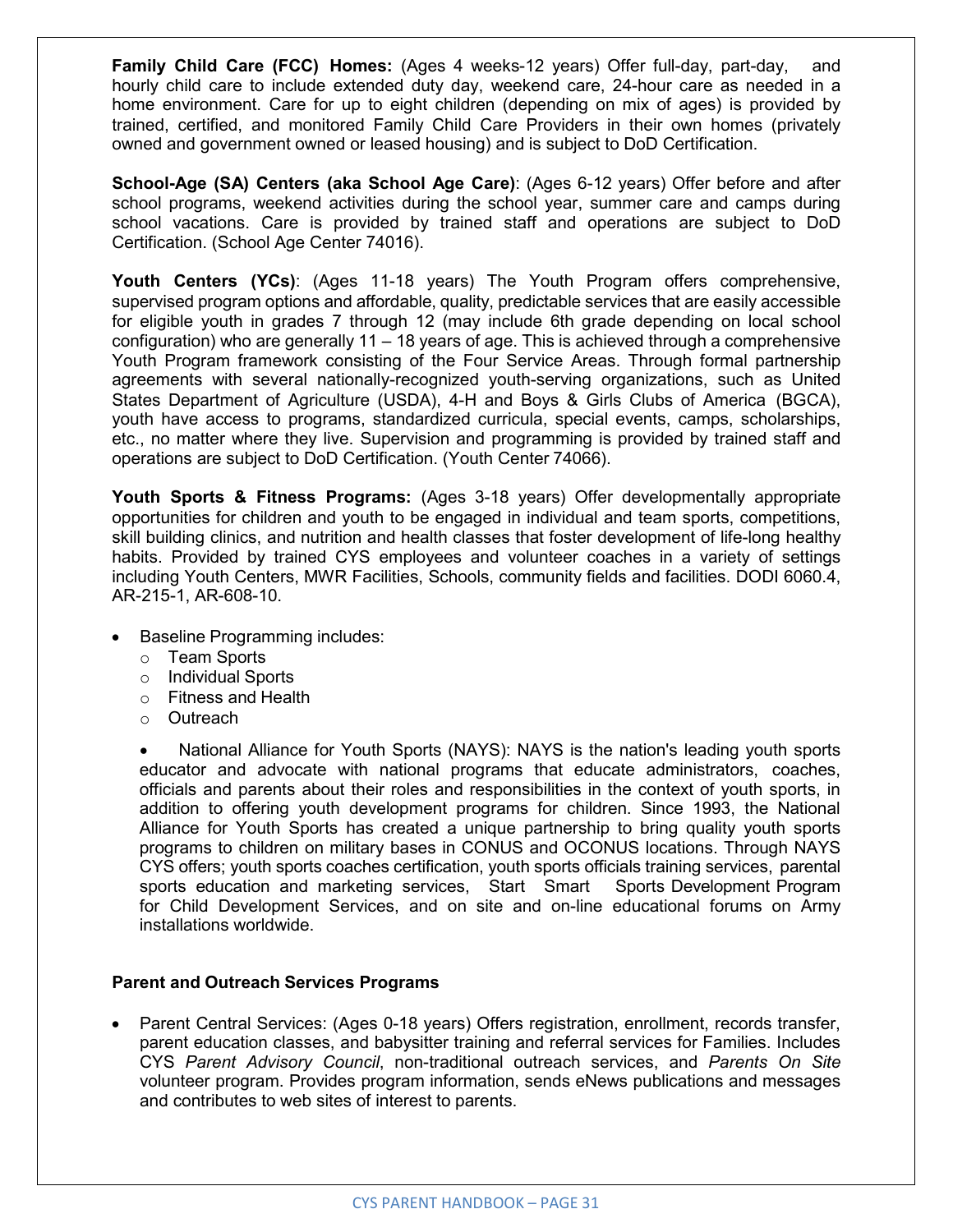**Family Child Care (FCC) Homes:** (Ages 4 weeks-12 years) Offer full-day, part-day, and hourly child care to include extended duty day, weekend care, 24-hour care as needed in a home environment. Care for up to eight children (depending on mix of ages) is provided by trained, certified, and monitored Family Child Care Providers in their own homes (privately owned and government owned or leased housing) and is subject to DoD Certification.

**School-Age (SA) Centers (aka School Age Care)**: (Ages 6-12 years) Offer before and after school programs, weekend activities during the school year, summer care and camps during school vacations. Care is provided by trained staff and operations are subject to DoD Certification. (School Age Center 74016).

**Youth Centers (YCs)**: (Ages 11-18 years) The Youth Program offers comprehensive, supervised program options and affordable, quality, predictable services that are easily accessible for eligible youth in grades 7 through 12 (may include 6th grade depending on local school configuration) who are generally 11 – 18 years of age. This is achieved through a comprehensive Youth Program framework consisting of the Four Service Areas. Through formal partnership agreements with several nationally-recognized youth-serving organizations, such as United States Department of Agriculture (USDA), 4-H and Boys & Girls Clubs of America (BGCA), youth have access to programs, standardized curricula, special events, camps, scholarships, etc., no matter where they live. Supervision and programming is provided by trained staff and operations are subject to DoD Certification. (Youth Center 74066).

**Youth Sports & Fitness Programs:** (Ages 3-18 years) Offer developmentally appropriate opportunities for children and youth to be engaged in individual and team sports, competitions, skill building clinics, and nutrition and health classes that foster development of life-long healthy habits. Provided by trained CYS employees and volunteer coaches in a variety of settings including Youth Centers, MWR Facilities, Schools, community fields and facilities. DODI 6060.4, AR-215-1, AR-608-10.

- Baseline Programming includes:
  - Team Sports
  - Individual Sports
  - Fitness and Health
  - Outreach

- National Alliance for Youth Sports (NAYS): NAYS is the nation's leading youth sports educator and advocate with national programs that educate administrators, coaches, officials and parents about their roles and responsibilities in the context of youth sports, in addition to offering youth development programs for children. Since 1993, the National Alliance for Youth Sports has created a unique partnership to bring quality youth sports programs to children on military bases in CONUS and OCONUS locations. Through NAYS CYS offers; youth sports coaches certification, youth sports officials training services, parental sports education and marketing services, Start Smart Sports Development Program for Child Development Services, and on site and on-line educational forums on Army installations worldwide.

**Parent and Outreach Services Programs**

- Parent Central Services: (Ages 0-18 years) Offers registration, enrollment, records transfer, parent education classes, and babysitter training and referral services for Families. Includes CYS *Parent Advisory Council*, non-traditional outreach services, and *Parents On Site* volunteer program. Provides program information, sends eNews publications and messages and contributes to web sites of interest to parents.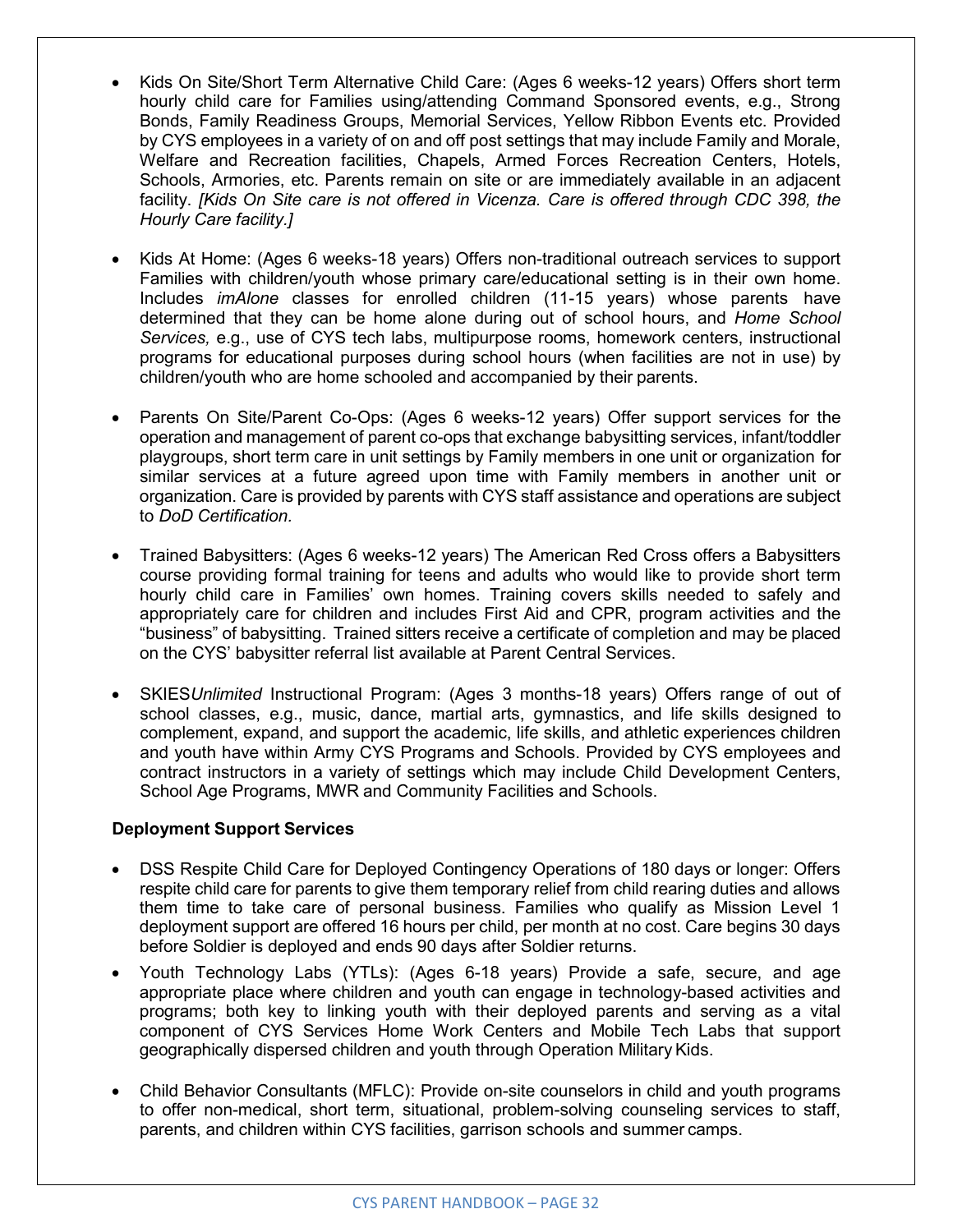- Kids On Site/Short Term Alternative Child Care: (Ages 6 weeks-12 years) Offers short term hourly child care for Families using/attending Command Sponsored events, e.g., Strong Bonds, Family Readiness Groups, Memorial Services, Yellow Ribbon Events etc. Provided by CYS employees in a variety of on and off post settings that may include Family and Morale, Welfare and Recreation facilities, Chapels, Armed Forces Recreation Centers, Hotels, Schools, Armories, etc. Parents remain on site or are immediately available in an adjacent facility. *[Kids On Site care is not offered in Vicenza. Care is offered through CDC 398, the Hourly Care facility.]*

- Kids At Home: (Ages 6 weeks-18 years) Offers non-traditional outreach services to support Families with children/youth whose primary care/educational setting is in their own home. Includes *imAlone* classes for enrolled children (11-15 years) whose parents have determined that they can be home alone during out of school hours, and *Home School Services,* e.g., use of CYS tech labs, multipurpose rooms, homework centers, instructional programs for educational purposes during school hours (when facilities are not in use) by children/youth who are home schooled and accompanied by their parents.

- Parents On Site/Parent Co-Ops: (Ages 6 weeks-12 years) Offer support services for the operation and management of parent co-ops that exchange babysitting services, infant/toddler playgroups, short term care in unit settings by Family members in one unit or organization for similar services at a future agreed upon time with Family members in another unit or organization. Care is provided by parents with CYS staff assistance and operations are subject to *DoD Certification.*

- Trained Babysitters: (Ages 6 weeks-12 years) The American Red Cross offers a Babysitters course providing formal training for teens and adults who would like to provide short term hourly child care in Families' own homes. Training covers skills needed to safely and appropriately care for children and includes First Aid and CPR, program activities and the "business" of babysitting. Trained sitters receive a certificate of completion and may be placed on the CYS' babysitter referral list available at Parent Central Services.

- SKIES*Unlimited* Instructional Program: (Ages 3 months-18 years) Offers range of out of school classes, e.g., music, dance, martial arts, gymnastics, and life skills designed to complement, expand, and support the academic, life skills, and athletic experiences children and youth have within Army CYS Programs and Schools. Provided by CYS employees and contract instructors in a variety of settings which may include Child Development Centers, School Age Programs, MWR and Community Facilities and Schools.

**Deployment Support Services**

- DSS Respite Child Care for Deployed Contingency Operations of 180 days or longer: Offers respite child care for parents to give them temporary relief from child rearing duties and allows them time to take care of personal business. Families who qualify as Mission Level 1 deployment support are offered 16 hours per child, per month at no cost. Care begins 30 days before Soldier is deployed and ends 90 days after Soldier returns.
- Youth Technology Labs (YTLs): (Ages 6-18 years) Provide a safe, secure, and age appropriate place where children and youth can engage in technology-based activities and programs; both key to linking youth with their deployed parents and serving as a vital component of CYS Services Home Work Centers and Mobile Tech Labs that support geographically dispersed children and youth through Operation Military Kids.

- Child Behavior Consultants (MFLC): Provide on-site counselors in child and youth programs to offer non-medical, short term, situational, problem-solving counseling services to staff, parents, and children within CYS facilities, garrison schools and summer camps.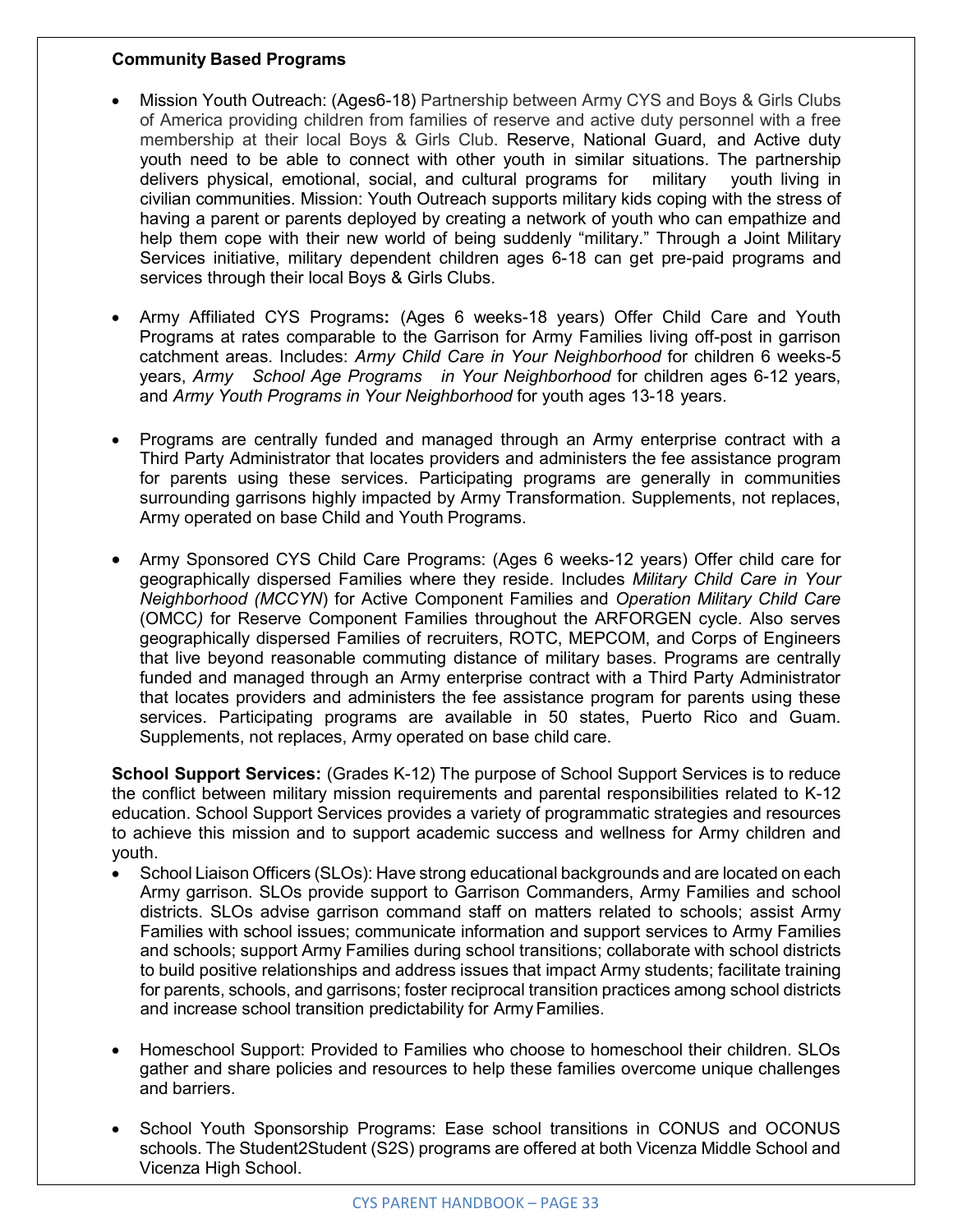**Community Based Programs**

- Mission Youth Outreach: (Ages6-18) Partnership between Army CYS and Boys & Girls Clubs of America providing children from families of reserve and active duty personnel with a free membership at their local Boys & Girls Club. Reserve, National Guard, and Active duty youth need to be able to connect with other youth in similar situations. The partnership delivers physical, emotional, social, and cultural programs for military youth living in civilian communities. Mission: Youth Outreach supports military kids coping with the stress of having a parent or parents deployed by creating a network of youth who can empathize and help them cope with their new world of being suddenly "military." Through a Joint Military Services initiative, military dependent children ages 6-18 can get pre-paid programs and services through their local Boys & Girls Clubs.

- Army Affiliated CYS Programs**:** (Ages 6 weeks-18 years) Offer Child Care and Youth Programs at rates comparable to the Garrison for Army Families living off-post in garrison catchment areas. Includes: *Army Child Care in Your Neighborhood* for children 6 weeks-5 years, *Army School Age Programs in Your Neighborhood* for children ages 6-12 years, and *Army Youth Programs in Your Neighborhood* for youth ages 13-18 years.

- Programs are centrally funded and managed through an Army enterprise contract with a Third Party Administrator that locates providers and administers the fee assistance program for parents using these services. Participating programs are generally in communities surrounding garrisons highly impacted by Army Transformation. Supplements, not replaces, Army operated on base Child and Youth Programs.

- Army Sponsored CYS Child Care Programs: (Ages 6 weeks-12 years) Offer child care for geographically dispersed Families where they reside. Includes *Military Child Care in Your Neighborhood (MCCYN*) for Active Component Families and *Operation Military Child Care* (OMCC*)* for Reserve Component Families throughout the ARFORGEN cycle. Also serves geographically dispersed Families of recruiters, ROTC, MEPCOM, and Corps of Engineers that live beyond reasonable commuting distance of military bases. Programs are centrally funded and managed through an Army enterprise contract with a Third Party Administrator that locates providers and administers the fee assistance program for parents using these services. Participating programs are available in 50 states, Puerto Rico and Guam. Supplements, not replaces, Army operated on base child care.

**School Support Services:** (Grades K-12) The purpose of School Support Services is to reduce the conflict between military mission requirements and parental responsibilities related to K-12 education. School Support Services provides a variety of programmatic strategies and resources to achieve this mission and to support academic success and wellness for Army children and youth.

- School Liaison Officers (SLOs): Have strong educational backgrounds and are located on each Army garrison. SLOs provide support to Garrison Commanders, Army Families and school districts. SLOs advise garrison command staff on matters related to schools; assist Army Families with school issues; communicate information and support services to Army Families and schools; support Army Families during school transitions; collaborate with school districts to build positive relationships and address issues that impact Army students; facilitate training for parents, schools, and garrisons; foster reciprocal transition practices among school districts and increase school transition predictability for Army Families.

- Homeschool Support: Provided to Families who choose to homeschool their children. SLOs gather and share policies and resources to help these families overcome unique challenges and barriers.

- School Youth Sponsorship Programs: Ease school transitions in CONUS and OCONUS schools. The Student2Student (S2S) programs are offered at both Vicenza Middle School and Vicenza High School.